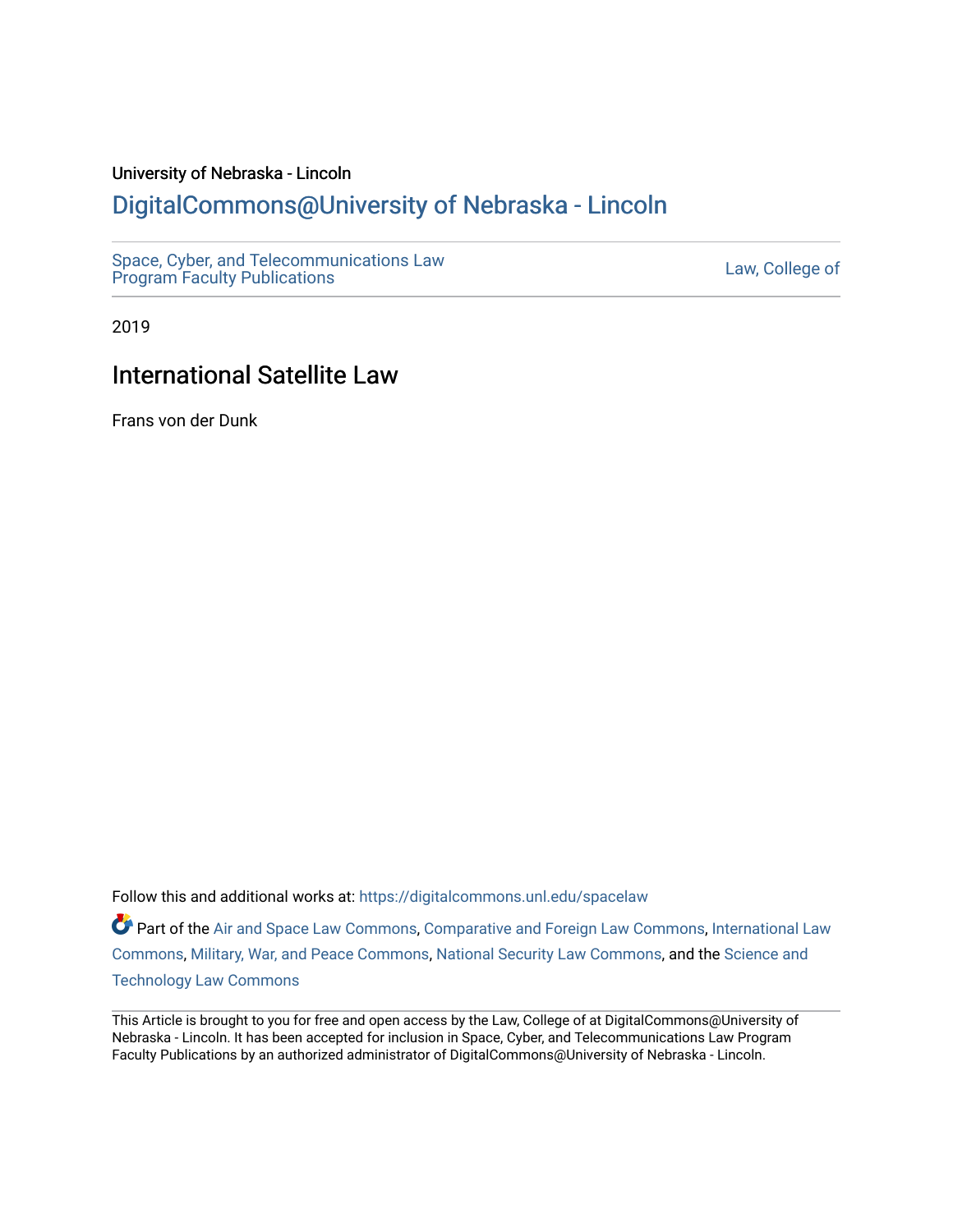University of Nebraska - Lincoln

## DigitalCommons@University of Nebraska - Lincoln

Space, Cyber, and Telecommunications Law Program Faculty Publications

Law, College of

2019

# International Satellite Law

Frans von der Dunk

Follow this and additional works at: https://digitalcommons.unl.edu/spacelaw

Part of the Air and Space Law Commons, Comparative and Foreign Law Commons, International Law Commons, Military, War, and Peace Commons, National Security Law Commons, and the Science and Technology Law Commons

This Article is brought to you for free and open access by the Law, College of at DigitalCommons@University of Nebraska - Lincoln. It has been accepted for inclusion in Space, Cyber, and Telecommunications Law Program Faculty Publications by an authorized administrator of DigitalCommons@University of Nebraska - Lincoln.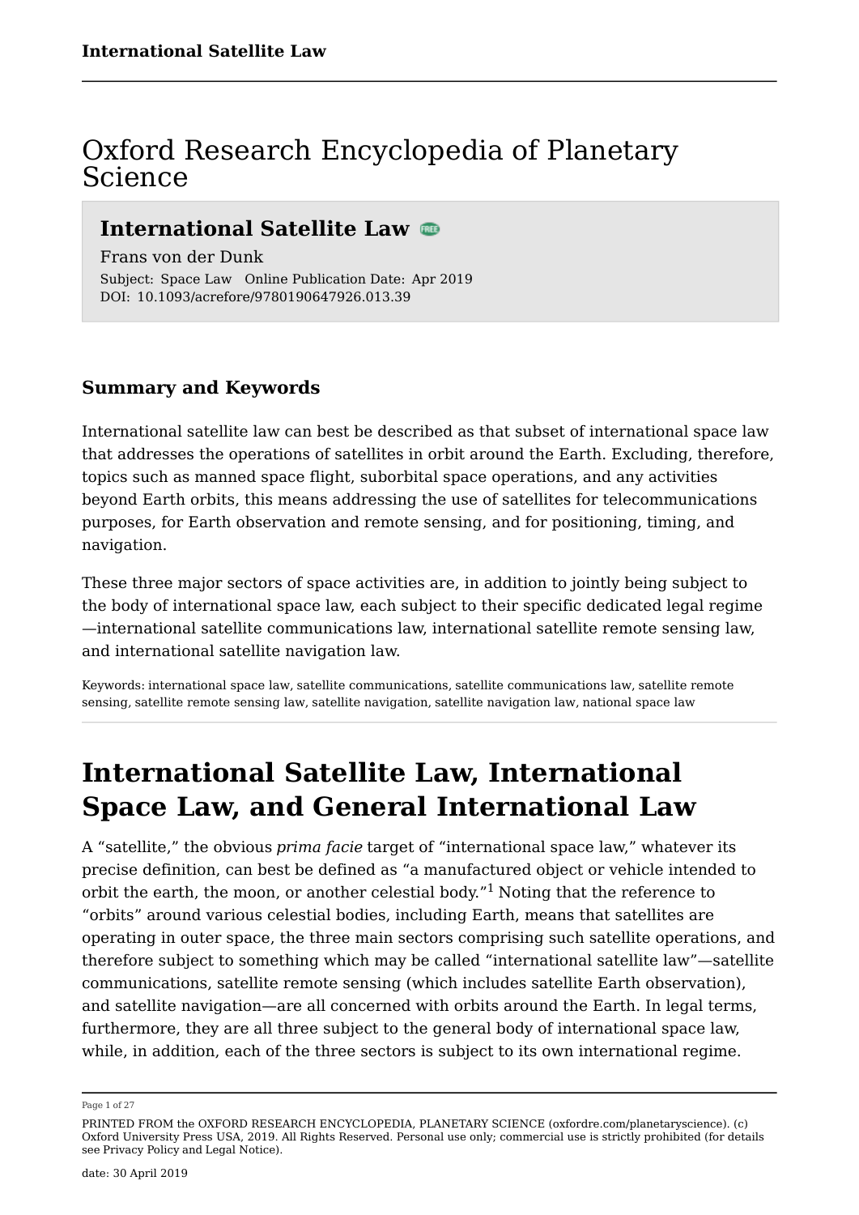# Oxford Research Encyclopedia of Planetary Science

## International Satellite Law

Frans von der Dunk

Subject: Space Law Online Publication Date: Apr 2019
DOI: 10.1093/acrefore/9780190647926.013.39

### Summary and Keywords

International satellite law can best be described as that subset of international space law that addresses the operations of satellites in orbit around the Earth. Excluding, therefore, topics such as manned space flight, suborbital space operations, and any activities beyond Earth orbits, this means addressing the use of satellites for telecommunications purposes, for Earth observation and remote sensing, and for positioning, timing, and navigation.

These three major sectors of space activities are, in addition to jointly being subject to the body of international space law, each subject to their specific dedicated legal regime—international satellite communications law, international satellite remote sensing law, and international satellite navigation law.

Keywords: international space law, satellite communications, satellite communications law, satellite remote sensing, satellite remote sensing law, satellite navigation, satellite navigation law, national space law

# International Satellite Law, International Space Law, and General International Law

A "satellite," the obvious *prima facie* target of "international space law," whatever its precise definition, can best be defined as "a manufactured object or vehicle intended to orbit the earth, the moon, or another celestial body."[1] Noting that the reference to "orbits" around various celestial bodies, including Earth, means that satellites are operating in outer space, the three main sectors comprising such satellite operations, and therefore subject to something which may be called "international satellite law"—satellite communications, satellite remote sensing (which includes satellite Earth observation), and satellite navigation—are all concerned with orbits around the Earth. In legal terms, furthermore, they are all three subject to the general body of international space law, while, in addition, each of the three sectors is subject to its own international regime.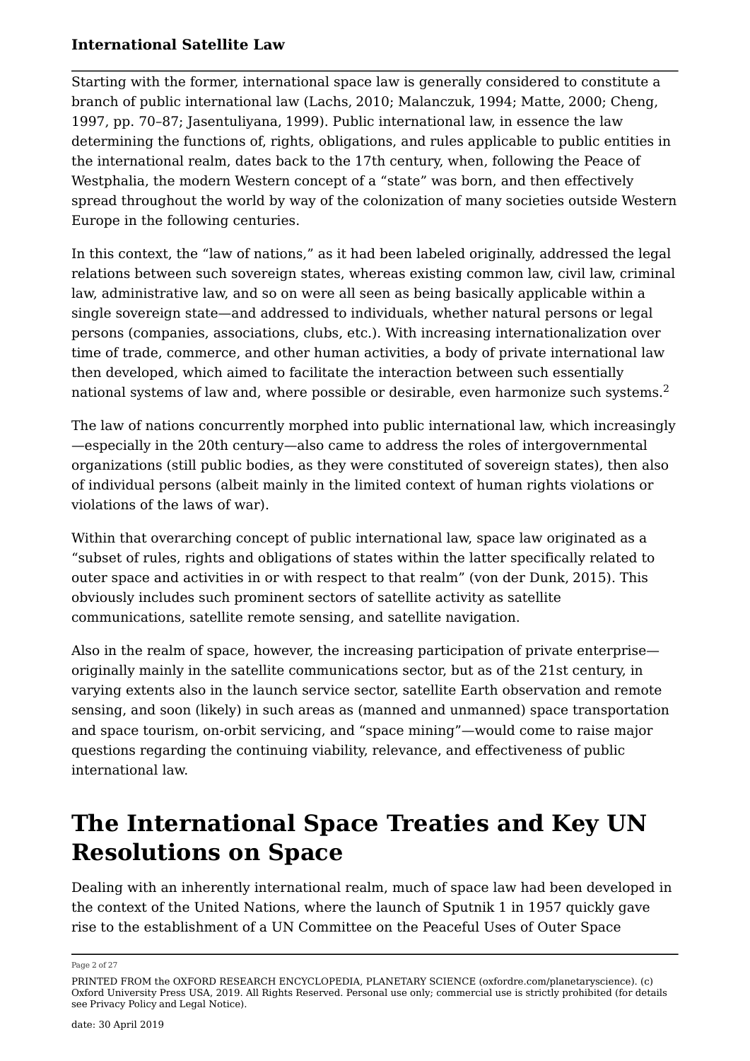Starting with the former, international space law is generally considered to constitute a branch of public international law (Lachs, 2010; Malanczuk, 1994; Matte, 2000; Cheng, 1997, pp. 70–87; Jasentuliyana, 1999). Public international law, in essence the law determining the functions of, rights, obligations, and rules applicable to public entities in the international realm, dates back to the 17th century, when, following the Peace of Westphalia, the modern Western concept of a "state" was born, and then effectively spread throughout the world by way of the colonization of many societies outside Western Europe in the following centuries.

In this context, the "law of nations," as it had been labeled originally, addressed the legal relations between such sovereign states, whereas existing common law, civil law, criminal law, administrative law, and so on were all seen as being basically applicable within a single sovereign state—and addressed to individuals, whether natural persons or legal persons (companies, associations, clubs, etc.). With increasing internationalization over time of trade, commerce, and other human activities, a body of private international law then developed, which aimed to facilitate the interaction between such essentially national systems of law and, where possible or desirable, even harmonize such systems.[2]

The law of nations concurrently morphed into public international law, which increasingly—especially in the 20th century—also came to address the roles of intergovernmental organizations (still public bodies, as they were constituted of sovereign states), then also of individual persons (albeit mainly in the limited context of human rights violations or violations of the laws of war).

Within that overarching concept of public international law, space law originated as a "subset of rules, rights and obligations of states within the latter specifically related to outer space and activities in or with respect to that realm" (von der Dunk, 2015). This obviously includes such prominent sectors of satellite activity as satellite communications, satellite remote sensing, and satellite navigation.

Also in the realm of space, however, the increasing participation of private enterprise—originally mainly in the satellite communications sector, but as of the 21st century, in varying extents also in the launch service sector, satellite Earth observation and remote sensing, and soon (likely) in such areas as (manned and unmanned) space transportation and space tourism, on-orbit servicing, and "space mining"—would come to raise major questions regarding the continuing viability, relevance, and effectiveness of public international law.

## The International Space Treaties and Key UN Resolutions on Space

Dealing with an inherently international realm, much of space law had been developed in the context of the United Nations, where the launch of Sputnik 1 in 1957 quickly gave rise to the establishment of a UN Committee on the Peaceful Uses of Outer Space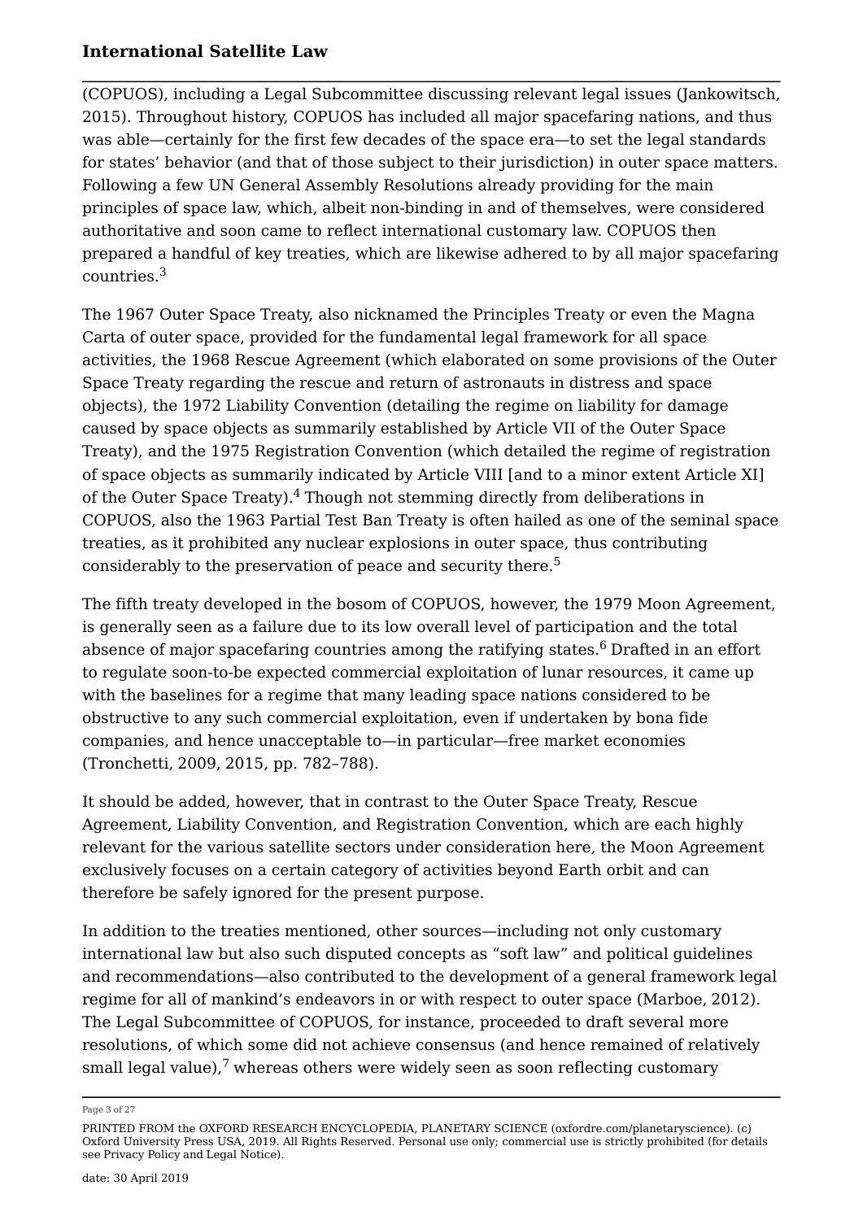(COPUOS), including a Legal Subcommittee discussing relevant legal issues (Jankowitsch, 2015). Throughout history, COPUOS has included all major spacefaring nations, and thus was able—certainly for the first few decades of the space era—to set the legal standards for states' behavior (and that of those subject to their jurisdiction) in outer space matters. Following a few UN General Assembly Resolutions already providing for the main principles of space law, which, albeit non-binding in and of themselves, were considered authoritative and soon came to reflect international customary law. COPUOS then prepared a handful of key treaties, which are likewise adhered to by all major spacefaring countries.[3]

The 1967 Outer Space Treaty, also nicknamed the Principles Treaty or even the Magna Carta of outer space, provided for the fundamental legal framework for all space activities, the 1968 Rescue Agreement (which elaborated on some provisions of the Outer Space Treaty regarding the rescue and return of astronauts in distress and space objects), the 1972 Liability Convention (detailing the regime on liability for damage caused by space objects as summarily established by Article VII of the Outer Space Treaty), and the 1975 Registration Convention (which detailed the regime of registration of space objects as summarily indicated by Article VIII [and to a minor extent Article XI] of the Outer Space Treaty).[4] Though not stemming directly from deliberations in COPUOS, also the 1963 Partial Test Ban Treaty is often hailed as one of the seminal space treaties, as it prohibited any nuclear explosions in outer space, thus contributing considerably to the preservation of peace and security there.[5]

The fifth treaty developed in the bosom of COPUOS, however, the 1979 Moon Agreement, is generally seen as a failure due to its low overall level of participation and the total absence of major spacefaring countries among the ratifying states.[6] Drafted in an effort to regulate soon-to-be expected commercial exploitation of lunar resources, it came up with the baselines for a regime that many leading space nations considered to be obstructive to any such commercial exploitation, even if undertaken by bona fide companies, and hence unacceptable to—in particular—free market economies (Tronchetti, 2009, 2015, pp. 782–788).

It should be added, however, that in contrast to the Outer Space Treaty, Rescue Agreement, Liability Convention, and Registration Convention, which are each highly relevant for the various satellite sectors under consideration here, the Moon Agreement exclusively focuses on a certain category of activities beyond Earth orbit and can therefore be safely ignored for the present purpose.

In addition to the treaties mentioned, other sources—including not only customary international law but also such disputed concepts as "soft law" and political guidelines and recommendations—also contributed to the development of a general framework legal regime for all of mankind's endeavors in or with respect to outer space (Marboe, 2012). The Legal Subcommittee of COPUOS, for instance, proceeded to draft several more resolutions, of which some did not achieve consensus (and hence remained of relatively small legal value),[7] whereas others were widely seen as soon reflecting customary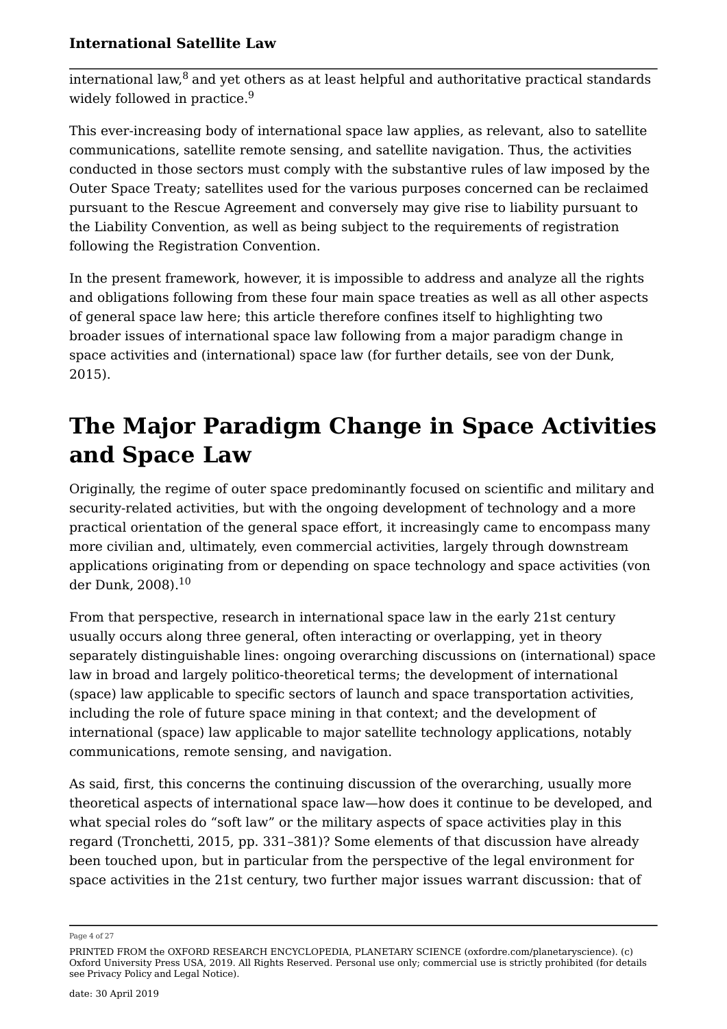international law,[8] and yet others as at least helpful and authoritative practical standards widely followed in practice.[9]

This ever-increasing body of international space law applies, as relevant, also to satellite communications, satellite remote sensing, and satellite navigation. Thus, the activities conducted in those sectors must comply with the substantive rules of law imposed by the Outer Space Treaty; satellites used for the various purposes concerned can be reclaimed pursuant to the Rescue Agreement and conversely may give rise to liability pursuant to the Liability Convention, as well as being subject to the requirements of registration following the Registration Convention.

In the present framework, however, it is impossible to address and analyze all the rights and obligations following from these four main space treaties as well as all other aspects of general space law here; this article therefore confines itself to highlighting two broader issues of international space law following from a major paradigm change in space activities and (international) space law (for further details, see von der Dunk, 2015).

# The Major Paradigm Change in Space Activities and Space Law

Originally, the regime of outer space predominantly focused on scientific and military and security-related activities, but with the ongoing development of technology and a more practical orientation of the general space effort, it increasingly came to encompass many more civilian and, ultimately, even commercial activities, largely through downstream applications originating from or depending on space technology and space activities (von der Dunk, 2008).[10]

From that perspective, research in international space law in the early 21st century usually occurs along three general, often interacting or overlapping, yet in theory separately distinguishable lines: ongoing overarching discussions on (international) space law in broad and largely politico-theoretical terms; the development of international (space) law applicable to specific sectors of launch and space transportation activities, including the role of future space mining in that context; and the development of international (space) law applicable to major satellite technology applications, notably communications, remote sensing, and navigation.

As said, first, this concerns the continuing discussion of the overarching, usually more theoretical aspects of international space law—how does it continue to be developed, and what special roles do “soft law” or the military aspects of space activities play in this regard (Tronchetti, 2015, pp. 331–381)? Some elements of that discussion have already been touched upon, but in particular from the perspective of the legal environment for space activities in the 21st century, two further major issues warrant discussion: that of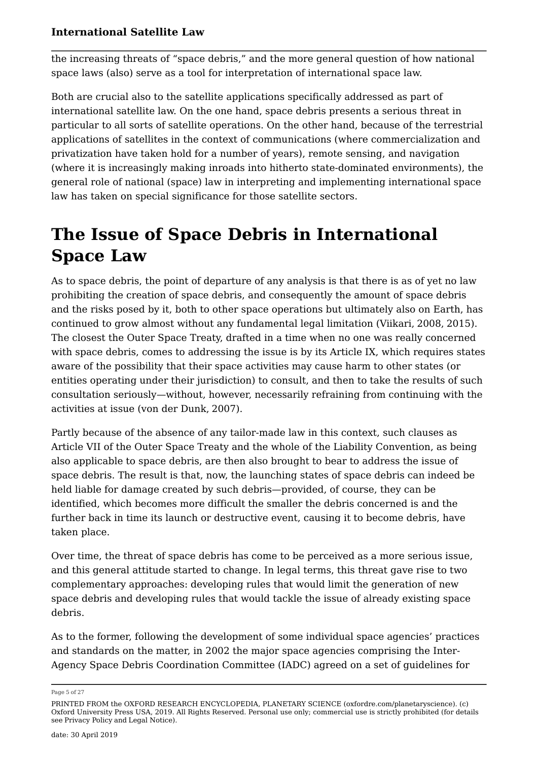the increasing threats of "space debris," and the more general question of how national space laws (also) serve as a tool for interpretation of international space law.

Both are crucial also to the satellite applications specifically addressed as part of international satellite law. On the one hand, space debris presents a serious threat in particular to all sorts of satellite operations. On the other hand, because of the terrestrial applications of satellites in the context of communications (where commercialization and privatization have taken hold for a number of years), remote sensing, and navigation (where it is increasingly making inroads into hitherto state-dominated environments), the general role of national (space) law in interpreting and implementing international space law has taken on special significance for those satellite sectors.

# The Issue of Space Debris in International Space Law

As to space debris, the point of departure of any analysis is that there is as of yet no law prohibiting the creation of space debris, and consequently the amount of space debris and the risks posed by it, both to other space operations but ultimately also on Earth, has continued to grow almost without any fundamental legal limitation (Viikari, 2008, 2015). The closest the Outer Space Treaty, drafted in a time when no one was really concerned with space debris, comes to addressing the issue is by its Article IX, which requires states aware of the possibility that their space activities may cause harm to other states (or entities operating under their jurisdiction) to consult, and then to take the results of such consultation seriously—without, however, necessarily refraining from continuing with the activities at issue (von der Dunk, 2007).

Partly because of the absence of any tailor-made law in this context, such clauses as Article VII of the Outer Space Treaty and the whole of the Liability Convention, as being also applicable to space debris, are then also brought to bear to address the issue of space debris. The result is that, now, the launching states of space debris can indeed be held liable for damage created by such debris—provided, of course, they can be identified, which becomes more difficult the smaller the debris concerned is and the further back in time its launch or destructive event, causing it to become debris, have taken place.

Over time, the threat of space debris has come to be perceived as a more serious issue, and this general attitude started to change. In legal terms, this threat gave rise to two complementary approaches: developing rules that would limit the generation of new space debris and developing rules that would tackle the issue of already existing space debris.

As to the former, following the development of some individual space agencies' practices and standards on the matter, in 2002 the major space agencies comprising the Inter-Agency Space Debris Coordination Committee (IADC) agreed on a set of guidelines for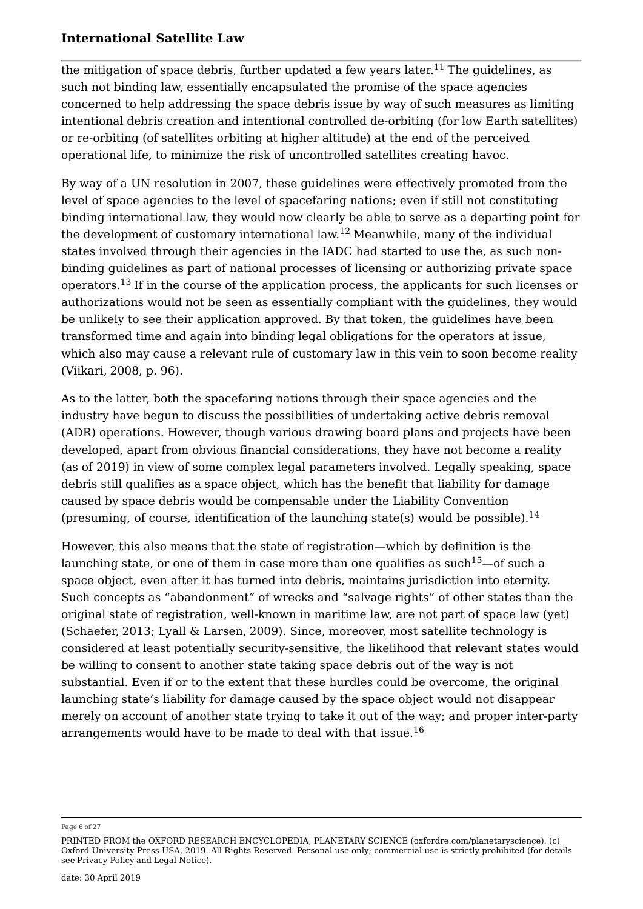the mitigation of space debris, further updated a few years later.[11] The guidelines, as such not binding law, essentially encapsulated the promise of the space agencies concerned to help addressing the space debris issue by way of such measures as limiting intentional debris creation and intentional controlled de-orbiting (for low Earth satellites) or re-orbiting (of satellites orbiting at higher altitude) at the end of the perceived operational life, to minimize the risk of uncontrolled satellites creating havoc.

By way of a UN resolution in 2007, these guidelines were effectively promoted from the level of space agencies to the level of spacefaring nations; even if still not constituting binding international law, they would now clearly be able to serve as a departing point for the development of customary international law.[12] Meanwhile, many of the individual states involved through their agencies in the IADC had started to use the, as such non-binding guidelines as part of national processes of licensing or authorizing private space operators.[13] If in the course of the application process, the applicants for such licenses or authorizations would not be seen as essentially compliant with the guidelines, they would be unlikely to see their application approved. By that token, the guidelines have been transformed time and again into binding legal obligations for the operators at issue, which also may cause a relevant rule of customary law in this vein to soon become reality (Viikari, 2008, p. 96).

As to the latter, both the spacefaring nations through their space agencies and the industry have begun to discuss the possibilities of undertaking active debris removal (ADR) operations. However, though various drawing board plans and projects have been developed, apart from obvious financial considerations, they have not become a reality (as of 2019) in view of some complex legal parameters involved. Legally speaking, space debris still qualifies as a space object, which has the benefit that liability for damage caused by space debris would be compensable under the Liability Convention (presuming, of course, identification of the launching state(s) would be possible).[14]

However, this also means that the state of registration—which by definition is the launching state, or one of them in case more than one qualifies as such[15]—of such a space object, even after it has turned into debris, maintains jurisdiction into eternity. Such concepts as "abandonment" of wrecks and "salvage rights" of other states than the original state of registration, well-known in maritime law, are not part of space law (yet) (Schaefer, 2013; Lyall & Larsen, 2009). Since, moreover, most satellite technology is considered at least potentially security-sensitive, the likelihood that relevant states would be willing to consent to another state taking space debris out of the way is not substantial. Even if or to the extent that these hurdles could be overcome, the original launching state's liability for damage caused by the space object would not disappear merely on account of another state trying to take it out of the way; and proper inter-party arrangements would have to be made to deal with that issue.[16]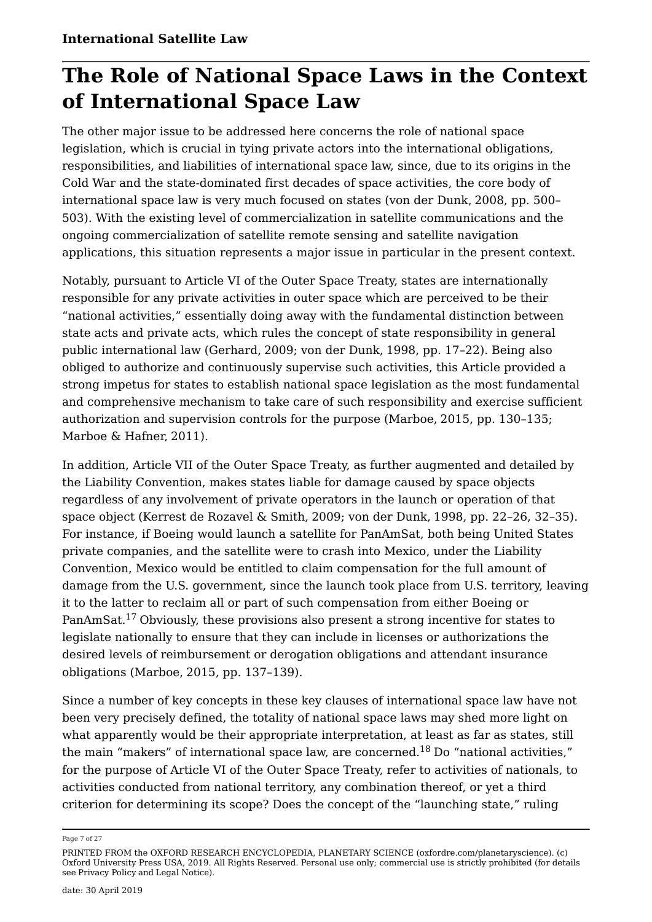## The Role of National Space Laws in the Context of International Space Law

The other major issue to be addressed here concerns the role of national space legislation, which is crucial in tying private actors into the international obligations, responsibilities, and liabilities of international space law, since, due to its origins in the Cold War and the state-dominated first decades of space activities, the core body of international space law is very much focused on states (von der Dunk, 2008, pp. 500–503). With the existing level of commercialization in satellite communications and the ongoing commercialization of satellite remote sensing and satellite navigation applications, this situation represents a major issue in particular in the present context.

Notably, pursuant to Article VI of the Outer Space Treaty, states are internationally responsible for any private activities in outer space which are perceived to be their "national activities," essentially doing away with the fundamental distinction between state acts and private acts, which rules the concept of state responsibility in general public international law (Gerhard, 2009; von der Dunk, 1998, pp. 17–22). Being also obliged to authorize and continuously supervise such activities, this Article provided a strong impetus for states to establish national space legislation as the most fundamental and comprehensive mechanism to take care of such responsibility and exercise sufficient authorization and supervision controls for the purpose (Marboe, 2015, pp. 130–135; Marboe & Hafner, 2011).

In addition, Article VII of the Outer Space Treaty, as further augmented and detailed by the Liability Convention, makes states liable for damage caused by space objects regardless of any involvement of private operators in the launch or operation of that space object (Kerrest de Rozavel & Smith, 2009; von der Dunk, 1998, pp. 22–26, 32–35). For instance, if Boeing would launch a satellite for PanAmSat, both being United States private companies, and the satellite were to crash into Mexico, under the Liability Convention, Mexico would be entitled to claim compensation for the full amount of damage from the U.S. government, since the launch took place from U.S. territory, leaving it to the latter to reclaim all or part of such compensation from either Boeing or PanAmSat.[17] Obviously, these provisions also present a strong incentive for states to legislate nationally to ensure that they can include in licenses or authorizations the desired levels of reimbursement or derogation obligations and attendant insurance obligations (Marboe, 2015, pp. 137–139).

Since a number of key concepts in these key clauses of international space law have not been very precisely defined, the totality of national space laws may shed more light on what apparently would be their appropriate interpretation, at least as far as states, still the main "makers" of international space law, are concerned.[18] Do "national activities," for the purpose of Article VI of the Outer Space Treaty, refer to activities of nationals, to activities conducted from national territory, any combination thereof, or yet a third criterion for determining its scope? Does the concept of the "launching state," ruling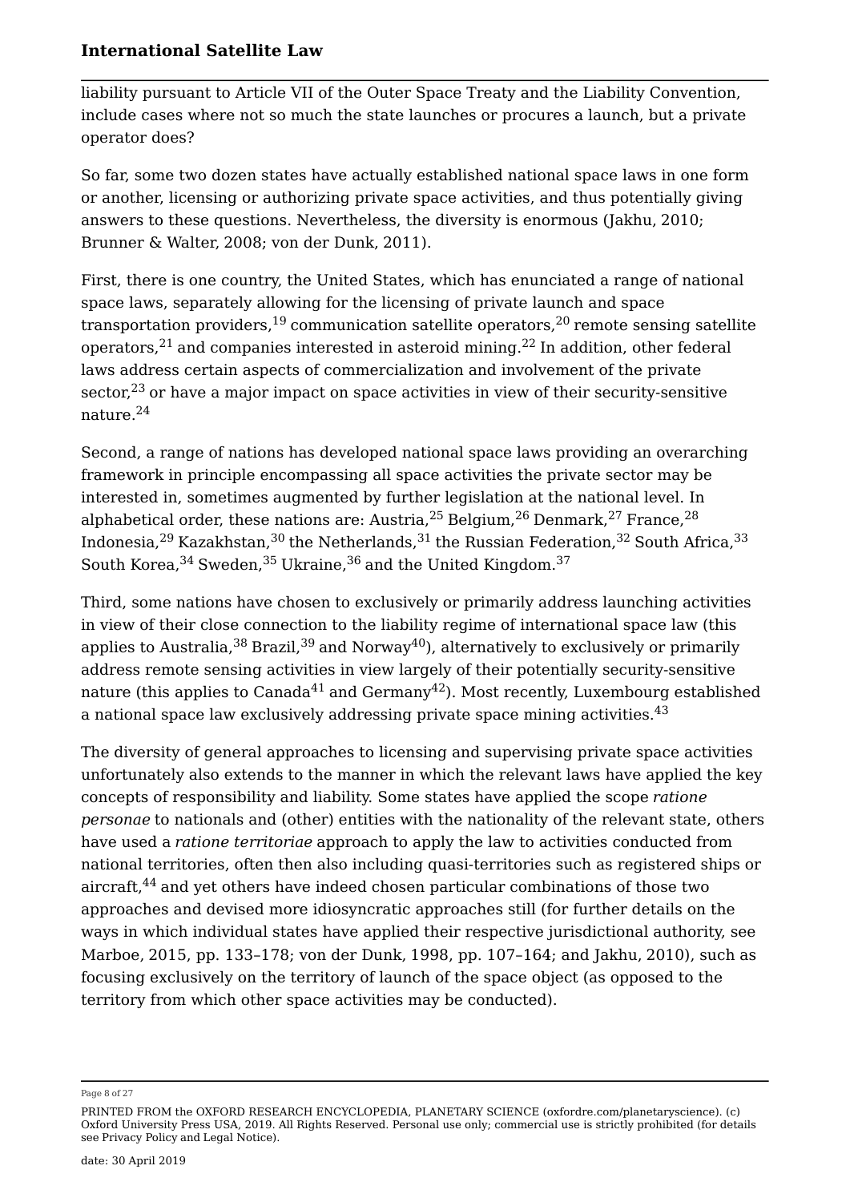liability pursuant to Article VII of the Outer Space Treaty and the Liability Convention, include cases where not so much the state launches or procures a launch, but a private operator does?

So far, some two dozen states have actually established national space laws in one form or another, licensing or authorizing private space activities, and thus potentially giving answers to these questions. Nevertheless, the diversity is enormous (Jakhu, 2010; Brunner & Walter, 2008; von der Dunk, 2011).

First, there is one country, the United States, which has enunciated a range of national space laws, separately allowing for the licensing of private launch and space transportation providers,[19] communication satellite operators,[20] remote sensing satellite operators,[21] and companies interested in asteroid mining.[22] In addition, other federal laws address certain aspects of commercialization and involvement of the private sector,[23] or have a major impact on space activities in view of their security-sensitive nature.[24]

Second, a range of nations has developed national space laws providing an overarching framework in principle encompassing all space activities the private sector may be interested in, sometimes augmented by further legislation at the national level. In alphabetical order, these nations are: Austria,[25] Belgium,[26] Denmark,[27] France,[28] Indonesia,[29] Kazakhstan,[30] the Netherlands,[31] the Russian Federation,[32] South Africa,[33] South Korea,[34] Sweden,[35] Ukraine,[36] and the United Kingdom.[37]

Third, some nations have chosen to exclusively or primarily address launching activities in view of their close connection to the liability regime of international space law (this applies to Australia,[38] Brazil,[39] and Norway[40]), alternatively to exclusively or primarily address remote sensing activities in view largely of their potentially security-sensitive nature (this applies to Canada[41] and Germany[42]). Most recently, Luxembourg established a national space law exclusively addressing private space mining activities.[43]

The diversity of general approaches to licensing and supervising private space activities unfortunately also extends to the manner in which the relevant laws have applied the key concepts of responsibility and liability. Some states have applied the scope *ratione personae* to nationals and (other) entities with the nationality of the relevant state, others have used a *ratione territoriae* approach to apply the law to activities conducted from national territories, often then also including quasi-territories such as registered ships or aircraft,[44] and yet others have indeed chosen particular combinations of those two approaches and devised more idiosyncratic approaches still (for further details on the ways in which individual states have applied their respective jurisdictional authority, see Marboe, 2015, pp. 133–178; von der Dunk, 1998, pp. 107–164; and Jakhu, 2010), such as focusing exclusively on the territory of launch of the space object (as opposed to the territory from which other space activities may be conducted).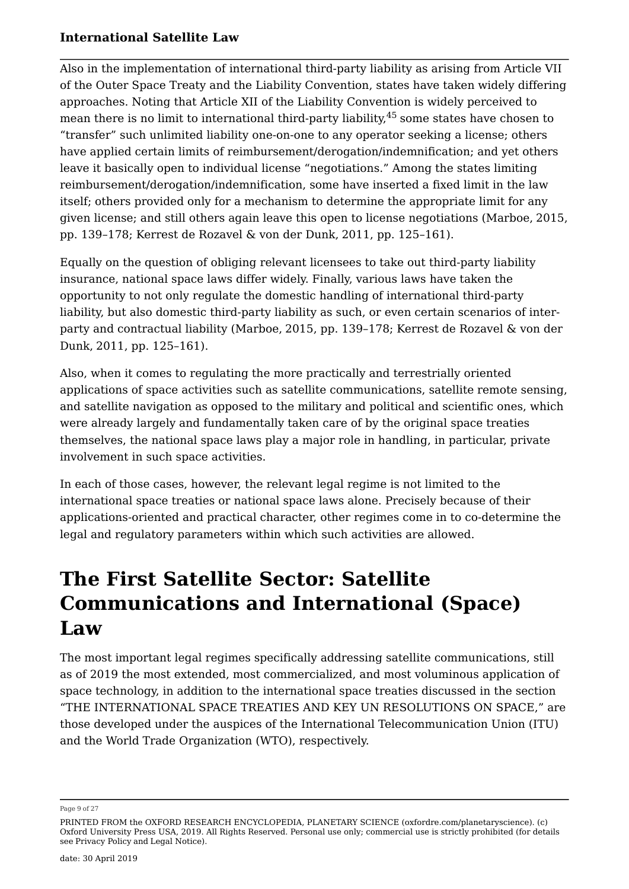Also in the implementation of international third-party liability as arising from Article VII of the Outer Space Treaty and the Liability Convention, states have taken widely differing approaches. Noting that Article XII of the Liability Convention is widely perceived to mean there is no limit to international third-party liability,[45] some states have chosen to "transfer" such unlimited liability one-on-one to any operator seeking a license; others have applied certain limits of reimbursement/derogation/indemnification; and yet others leave it basically open to individual license "negotiations." Among the states limiting reimbursement/derogation/indemnification, some have inserted a fixed limit in the law itself; others provided only for a mechanism to determine the appropriate limit for any given license; and still others again leave this open to license negotiations (Marboe, 2015, pp. 139–178; Kerrest de Rozavel & von der Dunk, 2011, pp. 125–161).

Equally on the question of obliging relevant licensees to take out third-party liability insurance, national space laws differ widely. Finally, various laws have taken the opportunity to not only regulate the domestic handling of international third-party liability, but also domestic third-party liability as such, or even certain scenarios of inter-party and contractual liability (Marboe, 2015, pp. 139–178; Kerrest de Rozavel & von der Dunk, 2011, pp. 125–161).

Also, when it comes to regulating the more practically and terrestrially oriented applications of space activities such as satellite communications, satellite remote sensing, and satellite navigation as opposed to the military and political and scientific ones, which were already largely and fundamentally taken care of by the original space treaties themselves, the national space laws play a major role in handling, in particular, private involvement in such space activities.

In each of those cases, however, the relevant legal regime is not limited to the international space treaties or national space laws alone. Precisely because of their applications-oriented and practical character, other regimes come in to co-determine the legal and regulatory parameters within which such activities are allowed.

# The First Satellite Sector: Satellite Communications and International (Space) Law

The most important legal regimes specifically addressing satellite communications, still as of 2019 the most extended, most commercialized, and most voluminous application of space technology, in addition to the international space treaties discussed in the section "THE INTERNATIONAL SPACE TREATIES AND KEY UN RESOLUTIONS ON SPACE," are those developed under the auspices of the International Telecommunication Union (ITU) and the World Trade Organization (WTO), respectively.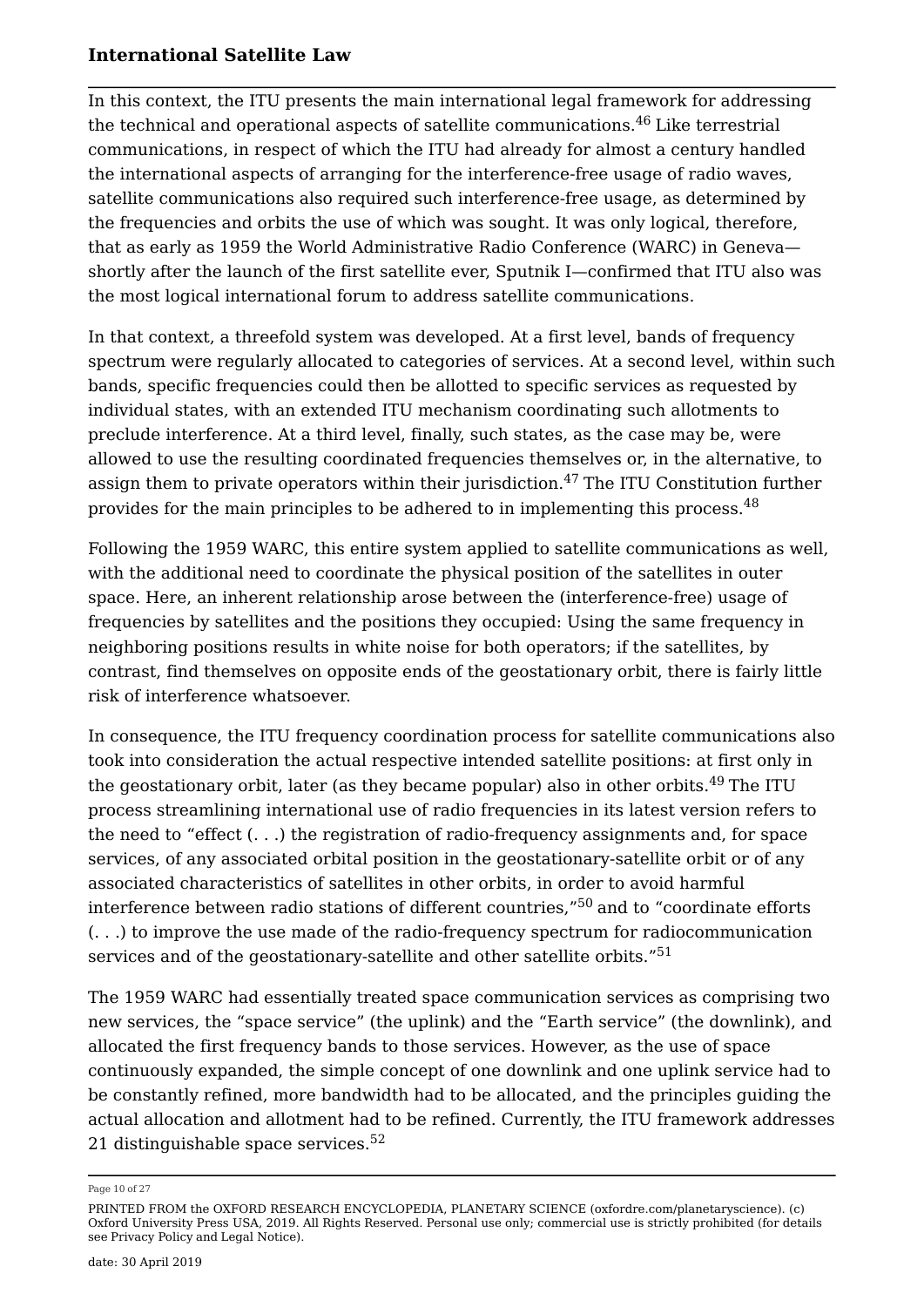In this context, the ITU presents the main international legal framework for addressing the technical and operational aspects of satellite communications.[46] Like terrestrial communications, in respect of which the ITU had already for almost a century handled the international aspects of arranging for the interference-free usage of radio waves, satellite communications also required such interference-free usage, as determined by the frequencies and orbits the use of which was sought. It was only logical, therefore, that as early as 1959 the World Administrative Radio Conference (WARC) in Geneva—shortly after the launch of the first satellite ever, Sputnik I—confirmed that ITU also was the most logical international forum to address satellite communications.

In that context, a threefold system was developed. At a first level, bands of frequency spectrum were regularly allocated to categories of services. At a second level, within such bands, specific frequencies could then be allotted to specific services as requested by individual states, with an extended ITU mechanism coordinating such allotments to preclude interference. At a third level, finally, such states, as the case may be, were allowed to use the resulting coordinated frequencies themselves or, in the alternative, to assign them to private operators within their jurisdiction.[47] The ITU Constitution further provides for the main principles to be adhered to in implementing this process.[48]

Following the 1959 WARC, this entire system applied to satellite communications as well, with the additional need to coordinate the physical position of the satellites in outer space. Here, an inherent relationship arose between the (interference-free) usage of frequencies by satellites and the positions they occupied: Using the same frequency in neighboring positions results in white noise for both operators; if the satellites, by contrast, find themselves on opposite ends of the geostationary orbit, there is fairly little risk of interference whatsoever.

In consequence, the ITU frequency coordination process for satellite communications also took into consideration the actual respective intended satellite positions: at first only in the geostationary orbit, later (as they became popular) also in other orbits.[49] The ITU process streamlining international use of radio frequencies in its latest version refers to the need to "effect (. . .) the registration of radio-frequency assignments and, for space services, of any associated orbital position in the geostationary-satellite orbit or of any associated characteristics of satellites in other orbits, in order to avoid harmful interference between radio stations of different countries,"[50] and to "coordinate efforts (. . .) to improve the use made of the radio-frequency spectrum for radiocommunication services and of the geostationary-satellite and other satellite orbits."[51]

The 1959 WARC had essentially treated space communication services as comprising two new services, the "space service" (the uplink) and the "Earth service" (the downlink), and allocated the first frequency bands to those services. However, as the use of space continuously expanded, the simple concept of one downlink and one uplink service had to be constantly refined, more bandwidth had to be allocated, and the principles guiding the actual allocation and allotment had to be refined. Currently, the ITU framework addresses 21 distinguishable space services.[52]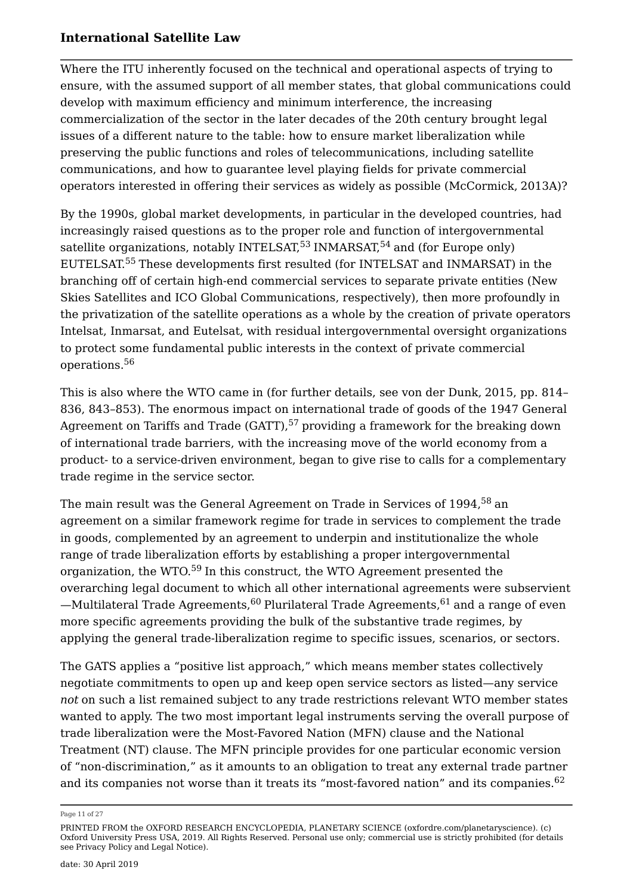Where the ITU inherently focused on the technical and operational aspects of trying to ensure, with the assumed support of all member states, that global communications could develop with maximum efficiency and minimum interference, the increasing commercialization of the sector in the later decades of the 20th century brought legal issues of a different nature to the table: how to ensure market liberalization while preserving the public functions and roles of telecommunications, including satellite communications, and how to guarantee level playing fields for private commercial operators interested in offering their services as widely as possible (McCormick, 2013A)?

By the 1990s, global market developments, in particular in the developed countries, had increasingly raised questions as to the proper role and function of intergovernmental satellite organizations, notably INTELSAT,[53] INMARSAT,[54] and (for Europe only) EUTELSAT.[55] These developments first resulted (for INTELSAT and INMARSAT) in the branching off of certain high-end commercial services to separate private entities (New Skies Satellites and ICO Global Communications, respectively), then more profoundly in the privatization of the satellite operations as a whole by the creation of private operators Intelsat, Inmarsat, and Eutelsat, with residual intergovernmental oversight organizations to protect some fundamental public interests in the context of private commercial operations.[56]

This is also where the WTO came in (for further details, see von der Dunk, 2015, pp. 814–836, 843–853). The enormous impact on international trade of goods of the 1947 General Agreement on Tariffs and Trade (GATT),[57] providing a framework for the breaking down of international trade barriers, with the increasing move of the world economy from a product- to a service-driven environment, began to give rise to calls for a complementary trade regime in the service sector.

The main result was the General Agreement on Trade in Services of 1994,[58] an agreement on a similar framework regime for trade in services to complement the trade in goods, complemented by an agreement to underpin and institutionalize the whole range of trade liberalization efforts by establishing a proper intergovernmental organization, the WTO.[59] In this construct, the WTO Agreement presented the overarching legal document to which all other international agreements were subservient —Multilateral Trade Agreements,[60] Plurilateral Trade Agreements,[61] and a range of even more specific agreements providing the bulk of the substantive trade regimes, by applying the general trade-liberalization regime to specific issues, scenarios, or sectors.

The GATS applies a "positive list approach," which means member states collectively negotiate commitments to open up and keep open service sectors as listed—any service *not* on such a list remained subject to any trade restrictions relevant WTO member states wanted to apply. The two most important legal instruments serving the overall purpose of trade liberalization were the Most-Favored Nation (MFN) clause and the National Treatment (NT) clause. The MFN principle provides for one particular economic version of "non-discrimination," as it amounts to an obligation to treat any external trade partner and its companies not worse than it treats its "most-favored nation" and its companies.[62]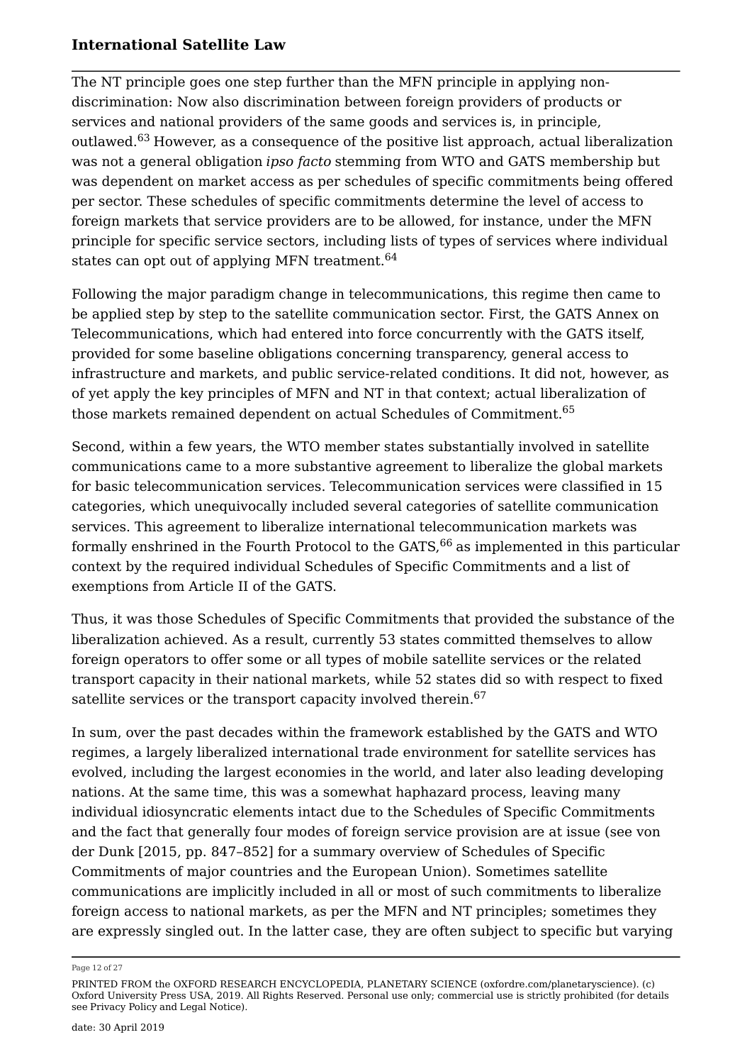The NT principle goes one step further than the MFN principle in applying non-discrimination: Now also discrimination between foreign providers of products or services and national providers of the same goods and services is, in principle, outlawed.[63] However, as a consequence of the positive list approach, actual liberalization was not a general obligation *ipso facto* stemming from WTO and GATS membership but was dependent on market access as per schedules of specific commitments being offered per sector. These schedules of specific commitments determine the level of access to foreign markets that service providers are to be allowed, for instance, under the MFN principle for specific service sectors, including lists of types of services where individual states can opt out of applying MFN treatment.[64]

Following the major paradigm change in telecommunications, this regime then came to be applied step by step to the satellite communication sector. First, the GATS Annex on Telecommunications, which had entered into force concurrently with the GATS itself, provided for some baseline obligations concerning transparency, general access to infrastructure and markets, and public service-related conditions. It did not, however, as of yet apply the key principles of MFN and NT in that context; actual liberalization of those markets remained dependent on actual Schedules of Commitment.[65]

Second, within a few years, the WTO member states substantially involved in satellite communications came to a more substantive agreement to liberalize the global markets for basic telecommunication services. Telecommunication services were classified in 15 categories, which unequivocally included several categories of satellite communication services. This agreement to liberalize international telecommunication markets was formally enshrined in the Fourth Protocol to the GATS,[66] as implemented in this particular context by the required individual Schedules of Specific Commitments and a list of exemptions from Article II of the GATS.

Thus, it was those Schedules of Specific Commitments that provided the substance of the liberalization achieved. As a result, currently 53 states committed themselves to allow foreign operators to offer some or all types of mobile satellite services or the related transport capacity in their national markets, while 52 states did so with respect to fixed satellite services or the transport capacity involved therein.[67]

In sum, over the past decades within the framework established by the GATS and WTO regimes, a largely liberalized international trade environment for satellite services has evolved, including the largest economies in the world, and later also leading developing nations. At the same time, this was a somewhat haphazard process, leaving many individual idiosyncratic elements intact due to the Schedules of Specific Commitments and the fact that generally four modes of foreign service provision are at issue (see von der Dunk [2015, pp. 847–852] for a summary overview of Schedules of Specific Commitments of major countries and the European Union). Sometimes satellite communications are implicitly included in all or most of such commitments to liberalize foreign access to national markets, as per the MFN and NT principles; sometimes they are expressly singled out. In the latter case, they are often subject to specific but varying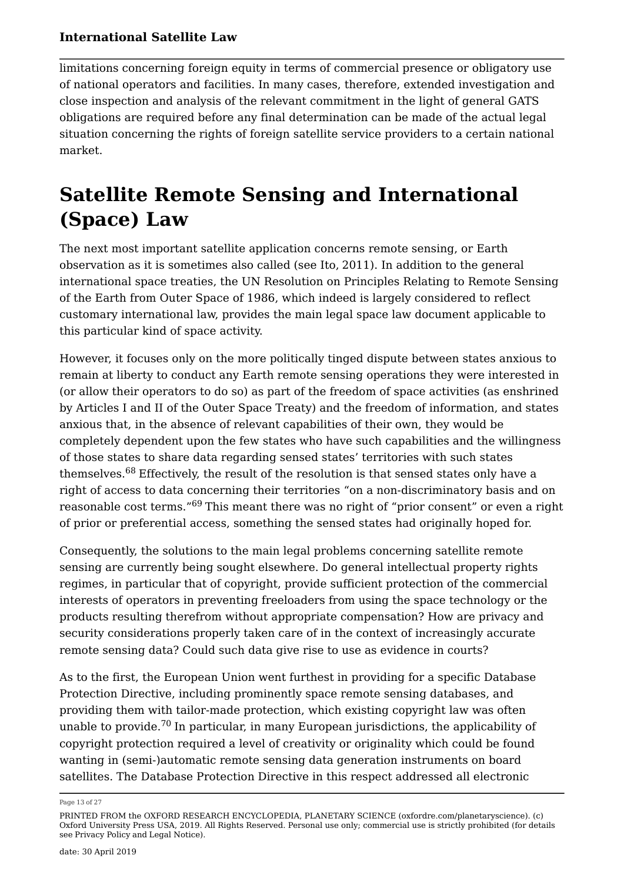limitations concerning foreign equity in terms of commercial presence or obligatory use of national operators and facilities. In many cases, therefore, extended investigation and close inspection and analysis of the relevant commitment in the light of general GATS obligations are required before any final determination can be made of the actual legal situation concerning the rights of foreign satellite service providers to a certain national market.

# Satellite Remote Sensing and International (Space) Law

The next most important satellite application concerns remote sensing, or Earth observation as it is sometimes also called (see Ito, 2011). In addition to the general international space treaties, the UN Resolution on Principles Relating to Remote Sensing of the Earth from Outer Space of 1986, which indeed is largely considered to reflect customary international law, provides the main legal space law document applicable to this particular kind of space activity.

However, it focuses only on the more politically tinged dispute between states anxious to remain at liberty to conduct any Earth remote sensing operations they were interested in (or allow their operators to do so) as part of the freedom of space activities (as enshrined by Articles I and II of the Outer Space Treaty) and the freedom of information, and states anxious that, in the absence of relevant capabilities of their own, they would be completely dependent upon the few states who have such capabilities and the willingness of those states to share data regarding sensed states' territories with such states themselves.[68] Effectively, the result of the resolution is that sensed states only have a right of access to data concerning their territories "on a non-discriminatory basis and on reasonable cost terms."[69] This meant there was no right of "prior consent" or even a right of prior or preferential access, something the sensed states had originally hoped for.

Consequently, the solutions to the main legal problems concerning satellite remote sensing are currently being sought elsewhere. Do general intellectual property rights regimes, in particular that of copyright, provide sufficient protection of the commercial interests of operators in preventing freeloaders from using the space technology or the products resulting therefrom without appropriate compensation? How are privacy and security considerations properly taken care of in the context of increasingly accurate remote sensing data? Could such data give rise to use as evidence in courts?

As to the first, the European Union went furthest in providing for a specific Database Protection Directive, including prominently space remote sensing databases, and providing them with tailor-made protection, which existing copyright law was often unable to provide.[70] In particular, in many European jurisdictions, the applicability of copyright protection required a level of creativity or originality which could be found wanting in (semi-)automatic remote sensing data generation instruments on board satellites. The Database Protection Directive in this respect addressed all electronic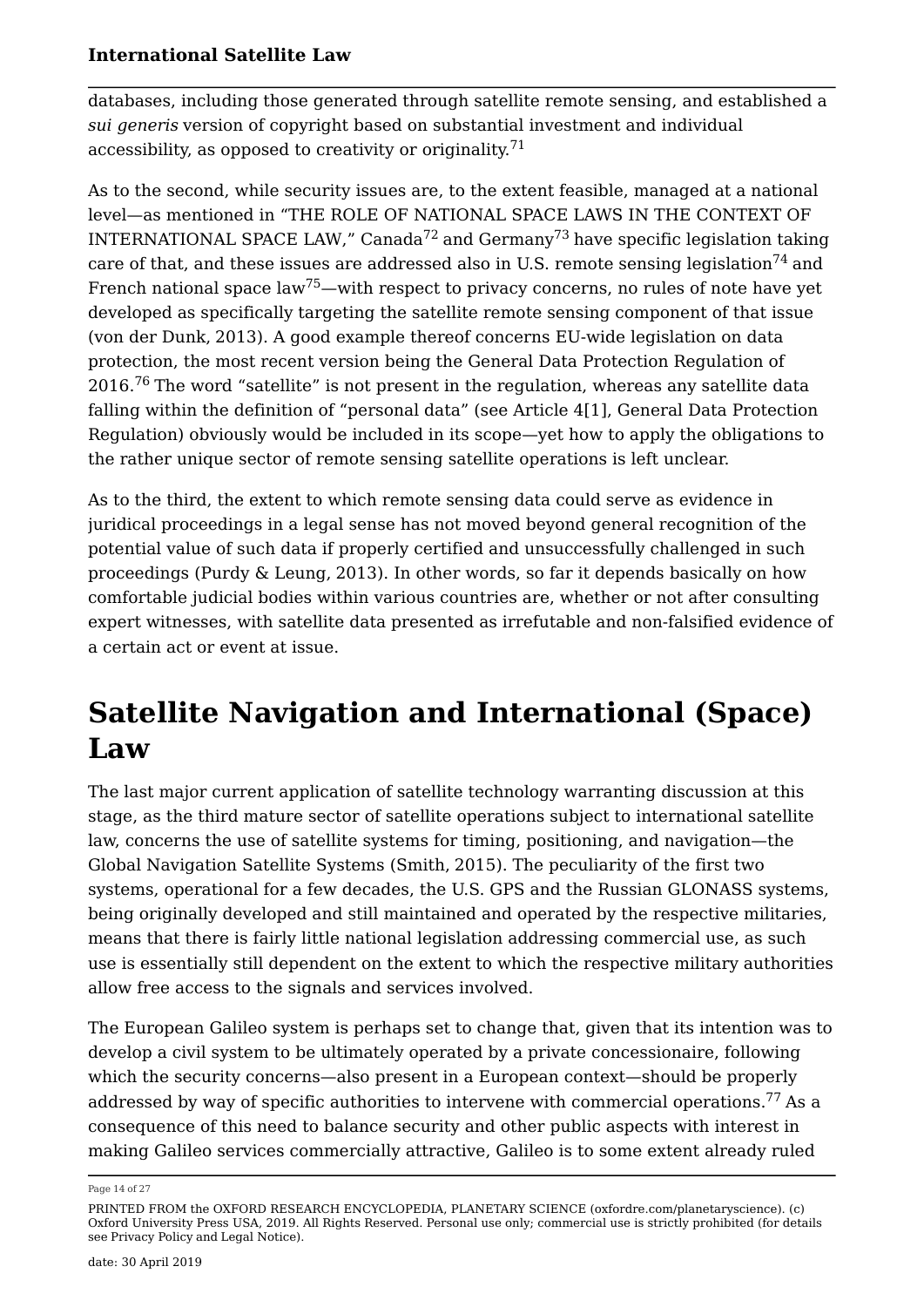databases, including those generated through satellite remote sensing, and established a *sui generis* version of copyright based on substantial investment and individual accessibility, as opposed to creativity or originality.[71]

As to the second, while security issues are, to the extent feasible, managed at a national level—as mentioned in "THE ROLE OF NATIONAL SPACE LAWS IN THE CONTEXT OF INTERNATIONAL SPACE LAW," Canada[72] and Germany[73] have specific legislation taking care of that, and these issues are addressed also in U.S. remote sensing legislation[74] and French national space law[75]—with respect to privacy concerns, no rules of note have yet developed as specifically targeting the satellite remote sensing component of that issue (von der Dunk, 2013). A good example thereof concerns EU-wide legislation on data protection, the most recent version being the General Data Protection Regulation of 2016.[76] The word "satellite" is not present in the regulation, whereas any satellite data falling within the definition of "personal data" (see Article 4[1], General Data Protection Regulation) obviously would be included in its scope—yet how to apply the obligations to the rather unique sector of remote sensing satellite operations is left unclear.

As to the third, the extent to which remote sensing data could serve as evidence in juridical proceedings in a legal sense has not moved beyond general recognition of the potential value of such data if properly certified and unsuccessfully challenged in such proceedings (Purdy & Leung, 2013). In other words, so far it depends basically on how comfortable judicial bodies within various countries are, whether or not after consulting expert witnesses, with satellite data presented as irrefutable and non-falsified evidence of a certain act or event at issue.

# Satellite Navigation and International (Space) Law

The last major current application of satellite technology warranting discussion at this stage, as the third mature sector of satellite operations subject to international satellite law, concerns the use of satellite systems for timing, positioning, and navigation—the Global Navigation Satellite Systems (Smith, 2015). The peculiarity of the first two systems, operational for a few decades, the U.S. GPS and the Russian GLONASS systems, being originally developed and still maintained and operated by the respective militaries, means that there is fairly little national legislation addressing commercial use, as such use is essentially still dependent on the extent to which the respective military authorities allow free access to the signals and services involved.

The European Galileo system is perhaps set to change that, given that its intention was to develop a civil system to be ultimately operated by a private concessionaire, following which the security concerns—also present in a European context—should be properly addressed by way of specific authorities to intervene with commercial operations.[77] As a consequence of this need to balance security and other public aspects with interest in making Galileo services commercially attractive, Galileo is to some extent already ruled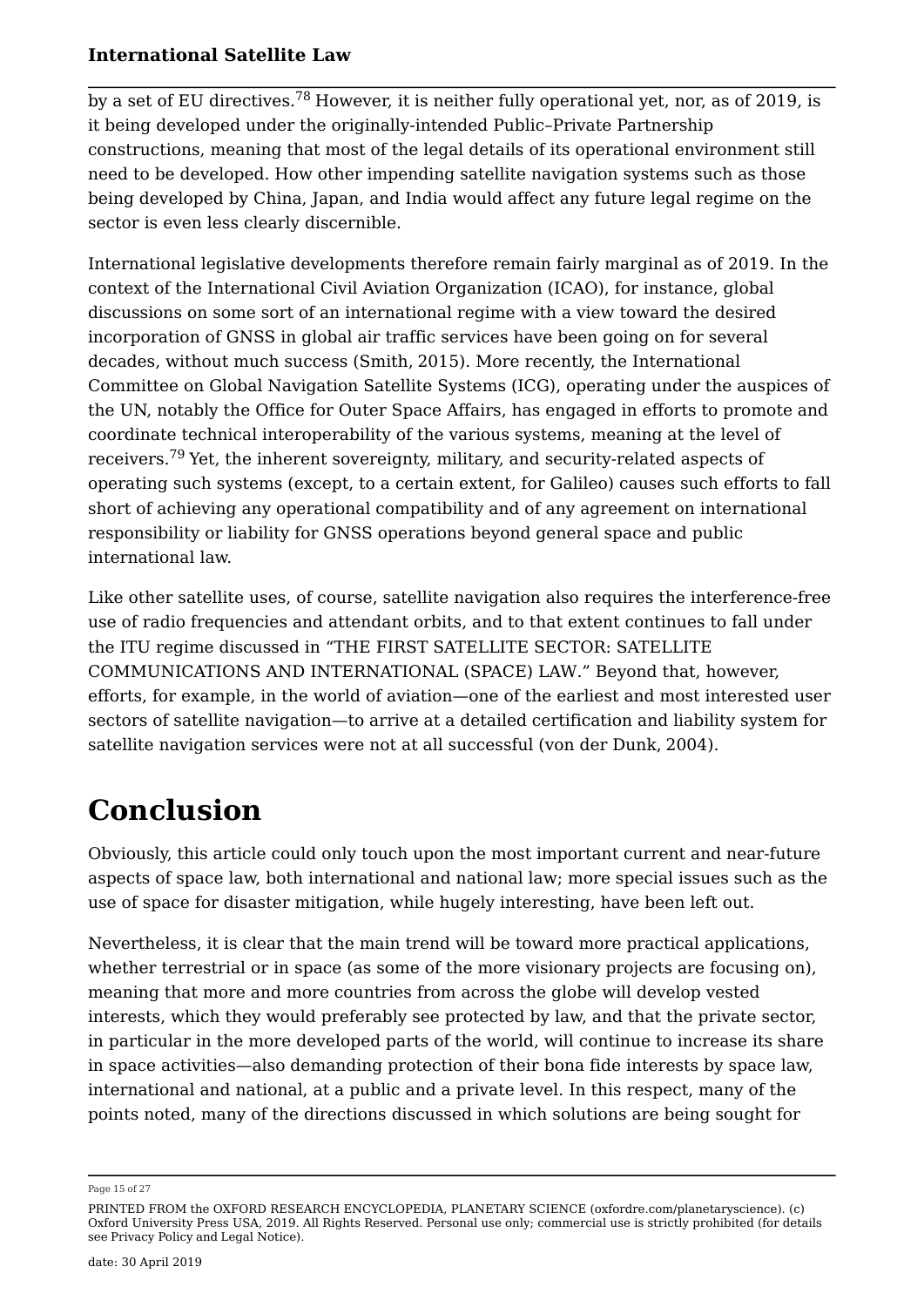by a set of EU directives.[78] However, it is neither fully operational yet, nor, as of 2019, is it being developed under the originally-intended Public–Private Partnership constructions, meaning that most of the legal details of its operational environment still need to be developed. How other impending satellite navigation systems such as those being developed by China, Japan, and India would affect any future legal regime on the sector is even less clearly discernible.

International legislative developments therefore remain fairly marginal as of 2019. In the context of the International Civil Aviation Organization (ICAO), for instance, global discussions on some sort of an international regime with a view toward the desired incorporation of GNSS in global air traffic services have been going on for several decades, without much success (Smith, 2015). More recently, the International Committee on Global Navigation Satellite Systems (ICG), operating under the auspices of the UN, notably the Office for Outer Space Affairs, has engaged in efforts to promote and coordinate technical interoperability of the various systems, meaning at the level of receivers.[79] Yet, the inherent sovereignty, military, and security-related aspects of operating such systems (except, to a certain extent, for Galileo) causes such efforts to fall short of achieving any operational compatibility and of any agreement on international responsibility or liability for GNSS operations beyond general space and public international law.

Like other satellite uses, of course, satellite navigation also requires the interference-free use of radio frequencies and attendant orbits, and to that extent continues to fall under the ITU regime discussed in “THE FIRST SATELLITE SECTOR: SATELLITE COMMUNICATIONS AND INTERNATIONAL (SPACE) LAW.” Beyond that, however, efforts, for example, in the world of aviation—one of the earliest and most interested user sectors of satellite navigation—to arrive at a detailed certification and liability system for satellite navigation services were not at all successful (von der Dunk, 2004).

# Conclusion

Obviously, this article could only touch upon the most important current and near-future aspects of space law, both international and national law; more special issues such as the use of space for disaster mitigation, while hugely interesting, have been left out.

Nevertheless, it is clear that the main trend will be toward more practical applications, whether terrestrial or in space (as some of the more visionary projects are focusing on), meaning that more and more countries from across the globe will develop vested interests, which they would preferably see protected by law, and that the private sector, in particular in the more developed parts of the world, will continue to increase its share in space activities—also demanding protection of their bona fide interests by space law, international and national, at a public and a private level. In this respect, many of the points noted, many of the directions discussed in which solutions are being sought for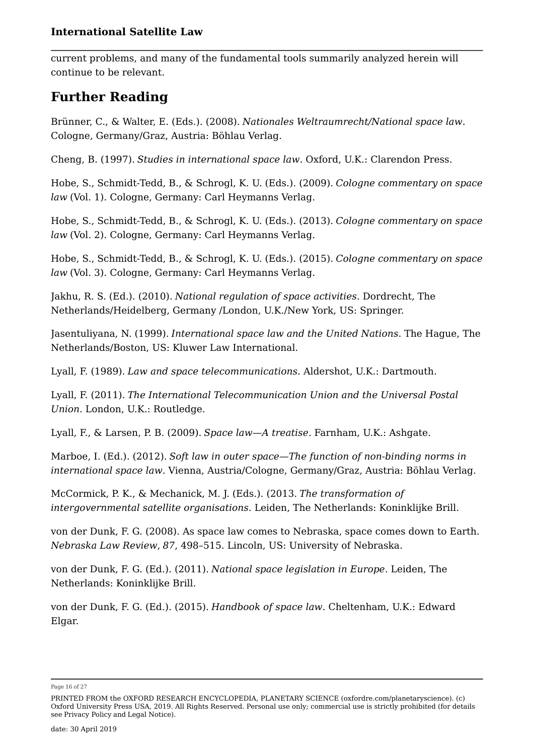current problems, and many of the fundamental tools summarily analyzed herein will continue to be relevant.

## Further Reading

Brünner, C., & Walter, E. (Eds.). (2008). *Nationales Weltraumrecht/National space law*. Cologne, Germany/Graz, Austria: Böhlau Verlag.

Cheng, B. (1997). *Studies in international space law*. Oxford, U.K.: Clarendon Press.

Hobe, S., Schmidt-Tedd, B., & Schrogl, K. U. (Eds.). (2009). *Cologne commentary on space law* (Vol. 1). Cologne, Germany: Carl Heymanns Verlag.

Hobe, S., Schmidt-Tedd, B., & Schrogl, K. U. (Eds.). (2013). *Cologne commentary on space law* (Vol. 2). Cologne, Germany: Carl Heymanns Verlag.

Hobe, S., Schmidt-Tedd, B., & Schrogl, K. U. (Eds.). (2015). *Cologne commentary on space law* (Vol. 3). Cologne, Germany: Carl Heymanns Verlag.

Jakhu, R. S. (Ed.). (2010). *National regulation of space activities*. Dordrecht, The Netherlands/Heidelberg, Germany /London, U.K./New York, US: Springer.

Jasentuliyana, N. (1999). *International space law and the United Nations*. The Hague, The Netherlands/Boston, US: Kluwer Law International.

Lyall, F. (1989). *Law and space telecommunications*. Aldershot, U.K.: Dartmouth.

Lyall, F. (2011). *The International Telecommunication Union and the Universal Postal Union*. London, U.K.: Routledge.

Lyall, F., & Larsen, P. B. (2009). *Space law—A treatise*. Farnham, U.K.: Ashgate.

Marboe, I. (Ed.). (2012). *Soft law in outer space—The function of non-binding norms in international space law*. Vienna, Austria/Cologne, Germany/Graz, Austria: Böhlau Verlag.

McCormick, P. K., & Mechanick, M. J. (Eds.). (2013. *The transformation of intergovernmental satellite organisations*. Leiden, The Netherlands: Koninklijke Brill.

von der Dunk, F. G. (2008). As space law comes to Nebraska, space comes down to Earth. *Nebraska Law Review*, *87*, 498–515. Lincoln, US: University of Nebraska.

von der Dunk, F. G. (Ed.). (2011). *National space legislation in Europe*. Leiden, The Netherlands: Koninklijke Brill.

von der Dunk, F. G. (Ed.). (2015). *Handbook of space law*. Cheltenham, U.K.: Edward Elgar.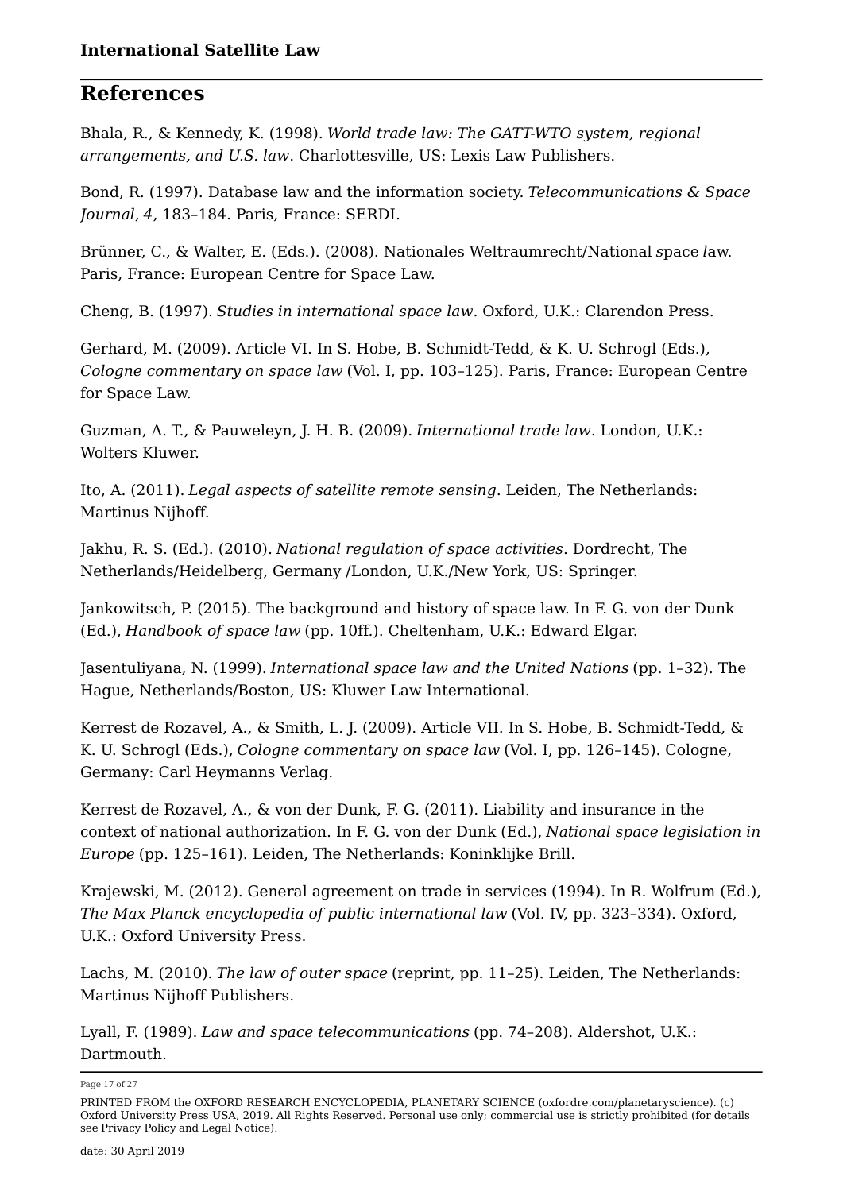## References

Bhala, R., & Kennedy, K. (1998). *World trade law: The GATT-WTO system, regional arrangements, and U.S. law*. Charlottesville, US: Lexis Law Publishers.

Bond, R. (1997). Database law and the information society. *Telecommunications & Space Journal*, *4*, 183–184. Paris, France: SERDI.

Brünner, C., & Walter, E. (Eds.). (2008). Nationales Weltraumrecht/National *s*pace *l*aw. Paris, France: European Centre for Space Law.

Cheng, B. (1997). *Studies in international space law*. Oxford, U.K.: Clarendon Press.

Gerhard, M. (2009). Article VI. In S. Hobe, B. Schmidt-Tedd, & K. U. Schrogl (Eds.), *Cologne commentary on space law* (Vol. I, pp. 103–125). Paris, France: European Centre for Space Law.

Guzman, A. T., & Pauweleyn, J. H. B. (2009). *International trade law*. London, U.K.: Wolters Kluwer.

Ito, A. (2011). *Legal aspects of satellite remote sensing*. Leiden, The Netherlands: Martinus Nijhoff.

Jakhu, R. S. (Ed.). (2010). *National regulation of space activities*. Dordrecht, The Netherlands/Heidelberg, Germany /London, U.K./New York, US: Springer.

Jankowitsch, P. (2015). The background and history of space law. In F. G. von der Dunk (Ed.), *Handbook of space law* (pp. 10ff.). Cheltenham, U.K.: Edward Elgar.

Jasentuliyana, N. (1999). *International space law and the United Nations* (pp. 1–32). The Hague, Netherlands/Boston, US: Kluwer Law International.

Kerrest de Rozavel, A., & Smith, L. J. (2009). Article VII. In S. Hobe, B. Schmidt-Tedd, & K. U. Schrogl (Eds.), *Cologne commentary on space law* (Vol. I, pp. 126–145). Cologne, Germany: Carl Heymanns Verlag.

Kerrest de Rozavel, A., & von der Dunk, F. G. (2011). Liability and insurance in the context of national authorization. In F. G. von der Dunk (Ed.), *National space legislation in Europe* (pp. 125–161). Leiden, The Netherlands: Koninklijke Brill.

Krajewski, M. (2012). General agreement on trade in services (1994). In R. Wolfrum (Ed.), *The Max Planck encyclopedia of public international law* (Vol. IV, pp. 323–334). Oxford, U.K.: Oxford University Press.

Lachs, M. (2010). *The law of outer space* (reprint, pp. 11–25). Leiden, The Netherlands: Martinus Nijhoff Publishers.

Lyall, F. (1989). *Law and space telecommunications* (pp. 74–208). Aldershot, U.K.: Dartmouth.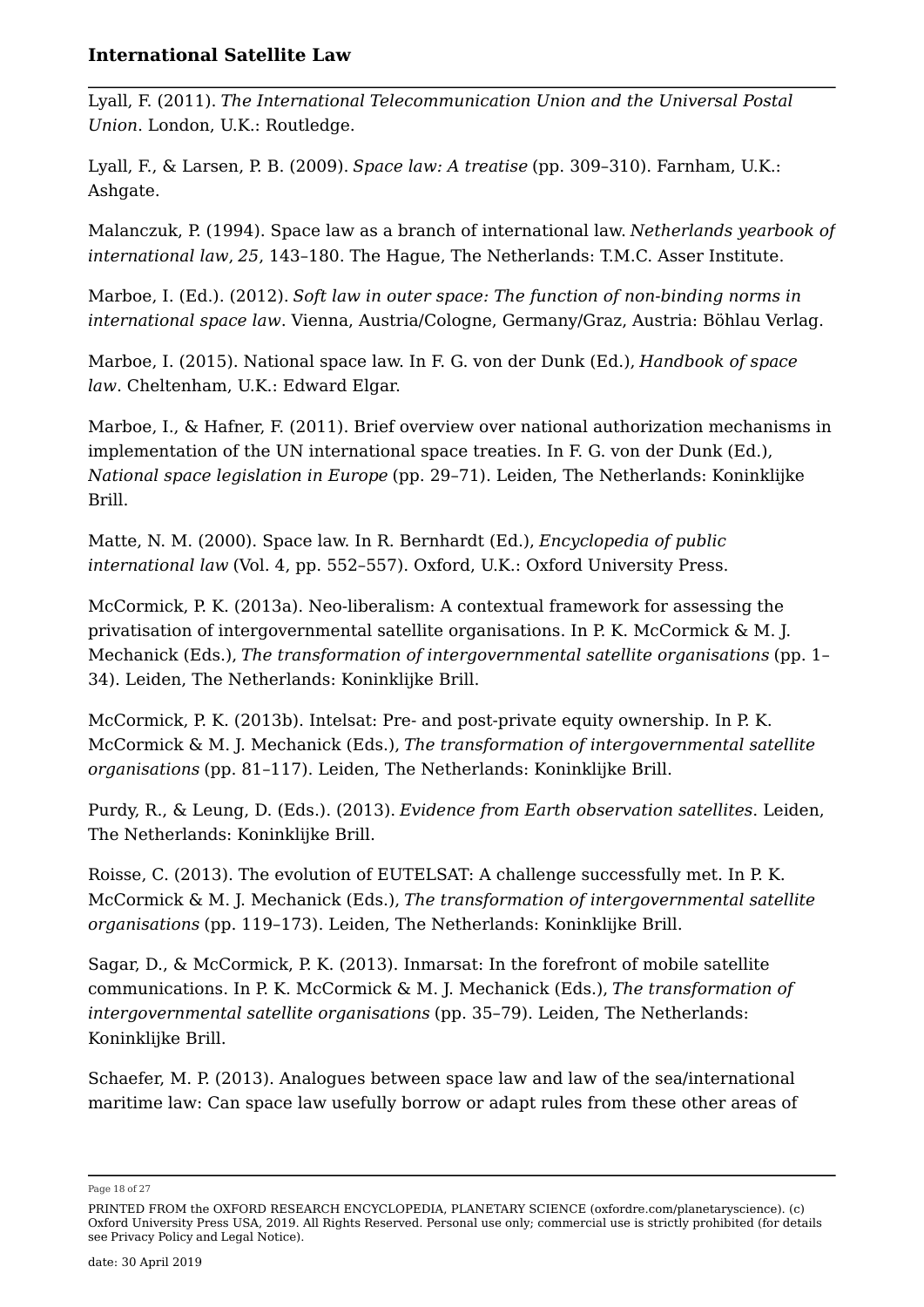Lyall, F. (2011). *The International Telecommunication Union and the Universal Postal Union*. London, U.K.: Routledge.

Lyall, F., & Larsen, P. B. (2009). *Space law: A treatise* (pp. 309–310). Farnham, U.K.: Ashgate.

Malanczuk, P. (1994). Space law as a branch of international law. *Netherlands yearbook of international law*, *25*, 143–180. The Hague, The Netherlands: T.M.C. Asser Institute.

Marboe, I. (Ed.). (2012). *Soft law in outer space: The function of non-binding norms in international space law*. Vienna, Austria/Cologne, Germany/Graz, Austria: Böhlau Verlag.

Marboe, I. (2015). National space law. In F. G. von der Dunk (Ed.), *Handbook of space law*. Cheltenham, U.K.: Edward Elgar.

Marboe, I., & Hafner, F. (2011). Brief overview over national authorization mechanisms in implementation of the UN international space treaties. In F. G. von der Dunk (Ed.), *National space legislation in Europe* (pp. 29–71). Leiden, The Netherlands: Koninklijke Brill.

Matte, N. M. (2000). Space law. In R. Bernhardt (Ed.), *Encyclopedia of public international law* (Vol. 4, pp. 552–557). Oxford, U.K.: Oxford University Press.

McCormick, P. K. (2013a). Neo-liberalism: A contextual framework for assessing the privatisation of intergovernmental satellite organisations. In P. K. McCormick & M. J. Mechanick (Eds.), *The transformation of intergovernmental satellite organisations* (pp. 1–34). Leiden, The Netherlands: Koninklijke Brill.

McCormick, P. K. (2013b). Intelsat: Pre- and post-private equity ownership. In P. K. McCormick & M. J. Mechanick (Eds.), *The transformation of intergovernmental satellite organisations* (pp. 81–117). Leiden, The Netherlands: Koninklijke Brill.

Purdy, R., & Leung, D. (Eds.). (2013). *Evidence from Earth observation satellites*. Leiden, The Netherlands: Koninklijke Brill.

Roisse, C. (2013). The evolution of EUTELSAT: A challenge successfully met. In P. K. McCormick & M. J. Mechanick (Eds.), *The transformation of intergovernmental satellite organisations* (pp. 119–173). Leiden, The Netherlands: Koninklijke Brill.

Sagar, D., & McCormick, P. K. (2013). Inmarsat: In the forefront of mobile satellite communications. In P. K. McCormick & M. J. Mechanick (Eds.), *The transformation of intergovernmental satellite organisations* (pp. 35–79). Leiden, The Netherlands: Koninklijke Brill.

Schaefer, M. P. (2013). Analogues between space law and law of the sea/international maritime law: Can space law usefully borrow or adapt rules from these other areas of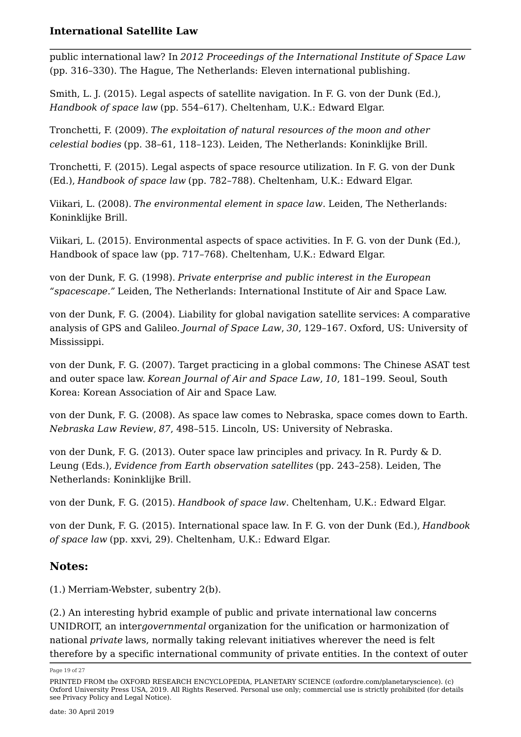public international law? In *2012 Proceedings of the International Institute of Space Law* (pp. 316–330). The Hague, The Netherlands: Eleven international publishing.

Smith, L. J. (2015). Legal aspects of satellite navigation. In F. G. von der Dunk (Ed.), *Handbook of space law* (pp. 554–617). Cheltenham, U.K.: Edward Elgar.

Tronchetti, F. (2009). *The exploitation of natural resources of the moon and other celestial bodies* (pp. 38–61, 118–123). Leiden, The Netherlands: Koninklijke Brill.

Tronchetti, F. (2015). Legal aspects of space resource utilization. In F. G. von der Dunk (Ed.), *Handbook of space law* (pp. 782–788). Cheltenham, U.K.: Edward Elgar.

Viikari, L. (2008). *The environmental element in space law*. Leiden, The Netherlands: Koninklijke Brill.

Viikari, L. (2015). Environmental aspects of space activities. In F. G. von der Dunk (Ed.), Handbook of space law (pp. 717–768). Cheltenham, U.K.: Edward Elgar.

von der Dunk, F. G. (1998). *Private enterprise and public interest in the European "spacescape."* Leiden, The Netherlands: International Institute of Air and Space Law.

von der Dunk, F. G. (2004). Liability for global navigation satellite services: A comparative analysis of GPS and Galileo. *Journal of Space Law*, *30*, 129–167. Oxford, US: University of Mississippi.

von der Dunk, F. G. (2007). Target practicing in a global commons: The Chinese ASAT test and outer space law. *Korean Journal of Air and Space Law*, *10*, 181–199. Seoul, South Korea: Korean Association of Air and Space Law.

von der Dunk, F. G. (2008). As space law comes to Nebraska, space comes down to Earth. *Nebraska Law Review*, *87*, 498–515. Lincoln, US: University of Nebraska.

von der Dunk, F. G. (2013). Outer space law principles and privacy. In R. Purdy & D. Leung (Eds.), *Evidence from Earth observation satellites* (pp. 243–258). Leiden, The Netherlands: Koninklijke Brill.

von der Dunk, F. G. (2015). *Handbook of space law*. Cheltenham, U.K.: Edward Elgar.

von der Dunk, F. G. (2015). International space law. In F. G. von der Dunk (Ed.), *Handbook of space law* (pp. xxvi, 29). Cheltenham, U.K.: Edward Elgar.

## Notes:

(1.) Merriam-Webster, subentry 2(b).

(2.) An interesting hybrid example of public and private international law concerns UNIDROIT, an inter*governmental* organization for the unification or harmonization of national *private* laws, normally taking relevant initiatives wherever the need is felt therefore by a specific international community of private entities. In the context of outer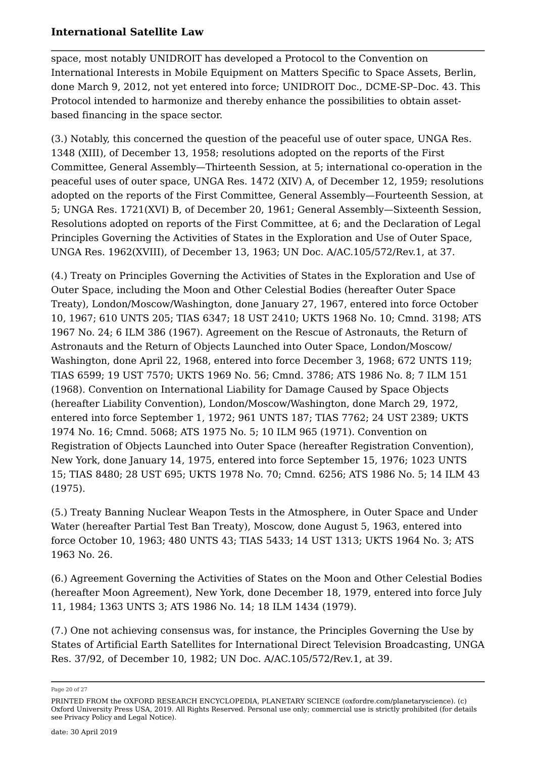space, most notably UNIDROIT has developed a Protocol to the Convention on International Interests in Mobile Equipment on Matters Specific to Space Assets, Berlin, done March 9, 2012, not yet entered into force; UNIDROIT Doc., DCME-SP–Doc. 43. This Protocol intended to harmonize and thereby enhance the possibilities to obtain asset-based financing in the space sector.

(3.) Notably, this concerned the question of the peaceful use of outer space, UNGA Res. 1348 (XIII), of December 13, 1958; resolutions adopted on the reports of the First Committee, General Assembly—Thirteenth Session, at 5; international co-operation in the peaceful uses of outer space, UNGA Res. 1472 (XIV) A, of December 12, 1959; resolutions adopted on the reports of the First Committee, General Assembly—Fourteenth Session, at 5; UNGA Res. 1721(XVI) B, of December 20, 1961; General Assembly—Sixteenth Session, Resolutions adopted on reports of the First Committee, at 6; and the Declaration of Legal Principles Governing the Activities of States in the Exploration and Use of Outer Space, UNGA Res. 1962(XVIII), of December 13, 1963; UN Doc. A/AC.105/572/Rev.1, at 37.

(4.) Treaty on Principles Governing the Activities of States in the Exploration and Use of Outer Space, including the Moon and Other Celestial Bodies (hereafter Outer Space Treaty), London/Moscow/Washington, done January 27, 1967, entered into force October 10, 1967; 610 UNTS 205; TIAS 6347; 18 UST 2410; UKTS 1968 No. 10; Cmnd. 3198; ATS 1967 No. 24; 6 ILM 386 (1967). Agreement on the Rescue of Astronauts, the Return of Astronauts and the Return of Objects Launched into Outer Space, London/Moscow/Washington, done April 22, 1968, entered into force December 3, 1968; 672 UNTS 119; TIAS 6599; 19 UST 7570; UKTS 1969 No. 56; Cmnd. 3786; ATS 1986 No. 8; 7 ILM 151 (1968). Convention on International Liability for Damage Caused by Space Objects (hereafter Liability Convention), London/Moscow/Washington, done March 29, 1972, entered into force September 1, 1972; 961 UNTS 187; TIAS 7762; 24 UST 2389; UKTS 1974 No. 16; Cmnd. 5068; ATS 1975 No. 5; 10 ILM 965 (1971). Convention on Registration of Objects Launched into Outer Space (hereafter Registration Convention), New York, done January 14, 1975, entered into force September 15, 1976; 1023 UNTS 15; TIAS 8480; 28 UST 695; UKTS 1978 No. 70; Cmnd. 6256; ATS 1986 No. 5; 14 ILM 43 (1975).

(5.) Treaty Banning Nuclear Weapon Tests in the Atmosphere, in Outer Space and Under Water (hereafter Partial Test Ban Treaty), Moscow, done August 5, 1963, entered into force October 10, 1963; 480 UNTS 43; TIAS 5433; 14 UST 1313; UKTS 1964 No. 3; ATS 1963 No. 26.

(6.) Agreement Governing the Activities of States on the Moon and Other Celestial Bodies (hereafter Moon Agreement), New York, done December 18, 1979, entered into force July 11, 1984; 1363 UNTS 3; ATS 1986 No. 14; 18 ILM 1434 (1979).

(7.) One not achieving consensus was, for instance, the Principles Governing the Use by States of Artificial Earth Satellites for International Direct Television Broadcasting, UNGA Res. 37/92, of December 10, 1982; UN Doc. A/AC.105/572/Rev.1, at 39.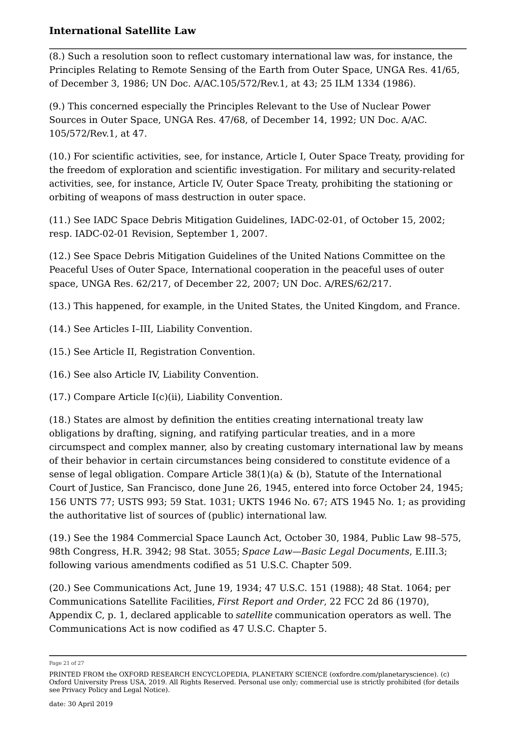(8.) Such a resolution soon to reflect customary international law was, for instance, the Principles Relating to Remote Sensing of the Earth from Outer Space, UNGA Res. 41/65, of December 3, 1986; UN Doc. A/AC.105/572/Rev.1, at 43; 25 ILM 1334 (1986).

(9.) This concerned especially the Principles Relevant to the Use of Nuclear Power Sources in Outer Space, UNGA Res. 47/68, of December 14, 1992; UN Doc. A/AC. 105/572/Rev.1, at 47.

(10.) For scientific activities, see, for instance, Article I, Outer Space Treaty, providing for the freedom of exploration and scientific investigation. For military and security-related activities, see, for instance, Article IV, Outer Space Treaty, prohibiting the stationing or orbiting of weapons of mass destruction in outer space.

(11.) See IADC Space Debris Mitigation Guidelines, IADC-02-01, of October 15, 2002; resp. IADC-02-01 Revision, September 1, 2007.

(12.) See Space Debris Mitigation Guidelines of the United Nations Committee on the Peaceful Uses of Outer Space, International cooperation in the peaceful uses of outer space, UNGA Res. 62/217, of December 22, 2007; UN Doc. A/RES/62/217.

(13.) This happened, for example, in the United States, the United Kingdom, and France.

(14.) See Articles I–III, Liability Convention.

(15.) See Article II, Registration Convention.

(16.) See also Article IV, Liability Convention.

(17.) Compare Article I(c)(ii), Liability Convention.

(18.) States are almost by definition the entities creating international treaty law obligations by drafting, signing, and ratifying particular treaties, and in a more circumspect and complex manner, also by creating customary international law by means of their behavior in certain circumstances being considered to constitute evidence of a sense of legal obligation. Compare Article 38(1)(a) & (b), Statute of the International Court of Justice, San Francisco, done June 26, 1945, entered into force October 24, 1945; 156 UNTS 77; USTS 993; 59 Stat. 1031; UKTS 1946 No. 67; ATS 1945 No. 1; as providing the authoritative list of sources of (public) international law.

(19.) See the 1984 Commercial Space Launch Act, October 30, 1984, Public Law 98–575, 98th Congress, H.R. 3942; 98 Stat. 3055; *Space Law—Basic Legal Documents*, E.III.3; following various amendments codified as 51 U.S.C. Chapter 509.

(20.) See Communications Act, June 19, 1934; 47 U.S.C. 151 (1988); 48 Stat. 1064; per Communications Satellite Facilities, *First Report and Order*, 22 FCC 2d 86 (1970), Appendix C, p. 1, declared applicable to *satellite* communication operators as well. The Communications Act is now codified as 47 U.S.C. Chapter 5.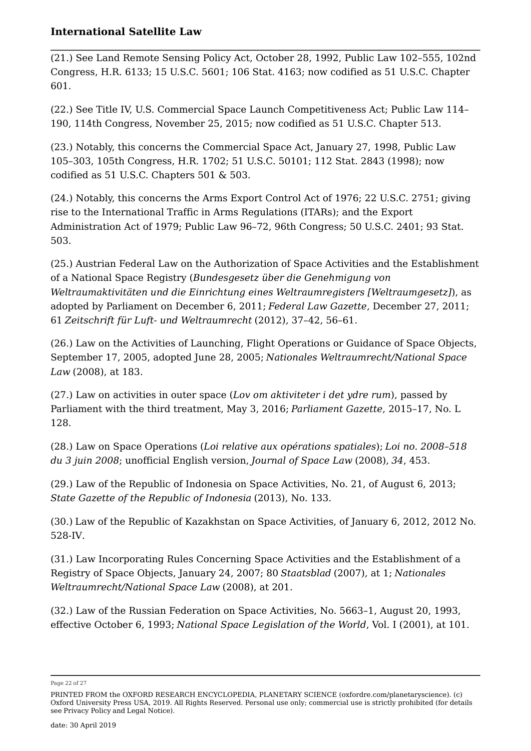(21.) See Land Remote Sensing Policy Act, October 28, 1992, Public Law 102–555, 102nd Congress, H.R. 6133; 15 U.S.C. 5601; 106 Stat. 4163; now codified as 51 U.S.C. Chapter 601.

(22.) See Title IV, U.S. Commercial Space Launch Competitiveness Act; Public Law 114–190, 114th Congress, November 25, 2015; now codified as 51 U.S.C. Chapter 513.

(23.) Notably, this concerns the Commercial Space Act, January 27, 1998, Public Law 105–303, 105th Congress, H.R. 1702; 51 U.S.C. 50101; 112 Stat. 2843 (1998); now codified as 51 U.S.C. Chapters 501 & 503.

(24.) Notably, this concerns the Arms Export Control Act of 1976; 22 U.S.C. 2751; giving rise to the International Traffic in Arms Regulations (ITARs); and the Export Administration Act of 1979; Public Law 96–72, 96th Congress; 50 U.S.C. 2401; 93 Stat. 503.

(25.) Austrian Federal Law on the Authorization of Space Activities and the Establishment of a National Space Registry (*Bundesgesetz über die Genehmigung von Weltraumaktivitäten und die Einrichtung eines Weltraumregisters [Weltraumgesetz]*), as adopted by Parliament on December 6, 2011; *Federal Law Gazette*, December 27, 2011; 61 *Zeitschrift für Luft- und Weltraumrecht* (2012), 37–42, 56–61.

(26.) Law on the Activities of Launching, Flight Operations or Guidance of Space Objects, September 17, 2005, adopted June 28, 2005; *Nationales Weltraumrecht/National Space Law* (2008), at 183.

(27.) Law on activities in outer space (*Lov om aktiviteter i det ydre rum*), passed by Parliament with the third treatment, May 3, 2016; *Parliament Gazette*, 2015–17, No. L 128.

(28.) Law on Space Operations (*Loi relative aux opérations spatiales*); *Loi no. 2008–518 du 3 juin 2008*; unofficial English version, *Journal of Space Law* (2008), *34*, 453.

(29.) Law of the Republic of Indonesia on Space Activities, No. 21, of August 6, 2013; *State Gazette of the Republic of Indonesia* (2013), No. 133.

(30.) Law of the Republic of Kazakhstan on Space Activities, of January 6, 2012, 2012 No. 528-IV.

(31.) Law Incorporating Rules Concerning Space Activities and the Establishment of a Registry of Space Objects, January 24, 2007; 80 *Staatsblad* (2007), at 1; *Nationales Weltraumrecht/National Space Law* (2008), at 201.

(32.) Law of the Russian Federation on Space Activities, No. 5663–1, August 20, 1993, effective October 6, 1993; *National Space Legislation of the World*, Vol. I (2001), at 101.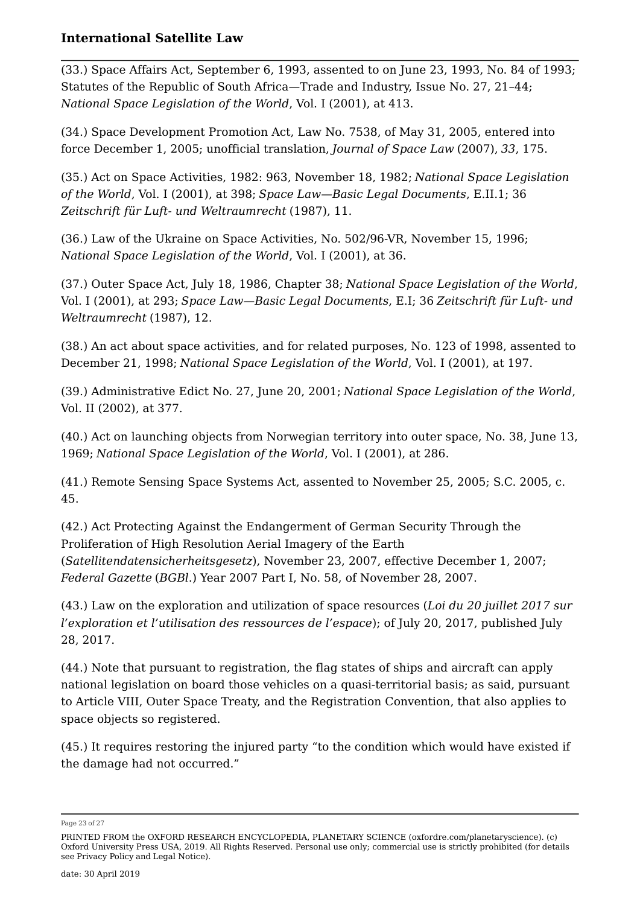(33.) Space Affairs Act, September 6, 1993, assented to on June 23, 1993, No. 84 of 1993; Statutes of the Republic of South Africa—Trade and Industry, Issue No. 27, 21–44; *National Space Legislation of the World*, Vol. I (2001), at 413.

(34.) Space Development Promotion Act, Law No. 7538, of May 31, 2005, entered into force December 1, 2005; unofficial translation, *Journal of Space Law* (2007), *33*, 175.

(35.) Act on Space Activities, 1982: 963, November 18, 1982; *National Space Legislation of the World*, Vol. I (2001), at 398; *Space Law—Basic Legal Documents*, E.II.1; 36 *Zeitschrift für Luft- und Weltraumrecht* (1987), 11.

(36.) Law of the Ukraine on Space Activities, No. 502/96-VR, November 15, 1996; *National Space Legislation of the World*, Vol. I (2001), at 36.

(37.) Outer Space Act, July 18, 1986, Chapter 38; *National Space Legislation of the World*, Vol. I (2001), at 293; *Space Law—Basic Legal Documents*, E.I; 36 *Zeitschrift für Luft- und Weltraumrecht* (1987), 12.

(38.) An act about space activities, and for related purposes, No. 123 of 1998, assented to December 21, 1998; *National Space Legislation of the World*, Vol. I (2001), at 197.

(39.) Administrative Edict No. 27, June 20, 2001; *National Space Legislation of the World*, Vol. II (2002), at 377.

(40.) Act on launching objects from Norwegian territory into outer space, No. 38, June 13, 1969; *National Space Legislation of the World*, Vol. I (2001), at 286.

(41.) Remote Sensing Space Systems Act, assented to November 25, 2005; S.C. 2005, c. 45.

(42.) Act Protecting Against the Endangerment of German Security Through the Proliferation of High Resolution Aerial Imagery of the Earth (*Satellitendatensicherheitsgesetz*), November 23, 2007, effective December 1, 2007; *Federal Gazette* (*BGBl*.) Year 2007 Part I, No. 58, of November 28, 2007.

(43.) Law on the exploration and utilization of space resources (*Loi du 20 juillet 2017 sur l'exploration et l'utilisation des ressources de l'espace*); of July 20, 2017, published July 28, 2017.

(44.) Note that pursuant to registration, the flag states of ships and aircraft can apply national legislation on board those vehicles on a quasi-territorial basis; as said, pursuant to Article VIII, Outer Space Treaty, and the Registration Convention, that also applies to space objects so registered.

(45.) It requires restoring the injured party "to the condition which would have existed if the damage had not occurred."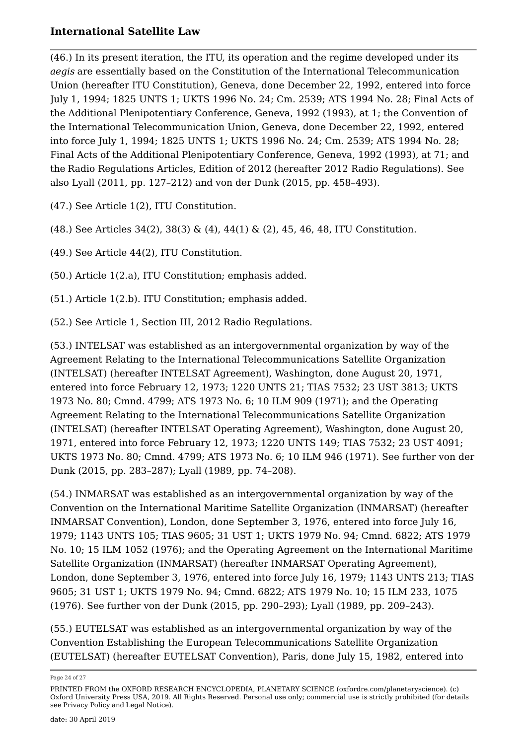(46.) In its present iteration, the ITU, its operation and the regime developed under its *aegis* are essentially based on the Constitution of the International Telecommunication Union (hereafter ITU Constitution), Geneva, done December 22, 1992, entered into force July 1, 1994; 1825 UNTS 1; UKTS 1996 No. 24; Cm. 2539; ATS 1994 No. 28; Final Acts of the Additional Plenipotentiary Conference, Geneva, 1992 (1993), at 1; the Convention of the International Telecommunication Union, Geneva, done December 22, 1992, entered into force July 1, 1994; 1825 UNTS 1; UKTS 1996 No. 24; Cm. 2539; ATS 1994 No. 28; Final Acts of the Additional Plenipotentiary Conference, Geneva, 1992 (1993), at 71; and the Radio Regulations Articles, Edition of 2012 (hereafter 2012 Radio Regulations). See also Lyall (2011, pp. 127–212) and von der Dunk (2015, pp. 458–493).

(47.) See Article 1(2), ITU Constitution.

(48.) See Articles 34(2), 38(3) & (4), 44(1) & (2), 45, 46, 48, ITU Constitution.

(49.) See Article 44(2), ITU Constitution.

(50.) Article 1(2.a), ITU Constitution; emphasis added.

(51.) Article 1(2.b). ITU Constitution; emphasis added.

(52.) See Article 1, Section III, 2012 Radio Regulations.

(53.) INTELSAT was established as an intergovernmental organization by way of the Agreement Relating to the International Telecommunications Satellite Organization (INTELSAT) (hereafter INTELSAT Agreement), Washington, done August 20, 1971, entered into force February 12, 1973; 1220 UNTS 21; TIAS 7532; 23 UST 3813; UKTS 1973 No. 80; Cmnd. 4799; ATS 1973 No. 6; 10 ILM 909 (1971); and the Operating Agreement Relating to the International Telecommunications Satellite Organization (INTELSAT) (hereafter INTELSAT Operating Agreement), Washington, done August 20, 1971, entered into force February 12, 1973; 1220 UNTS 149; TIAS 7532; 23 UST 4091; UKTS 1973 No. 80; Cmnd. 4799; ATS 1973 No. 6; 10 ILM 946 (1971). See further von der Dunk (2015, pp. 283–287); Lyall (1989, pp. 74–208).

(54.) INMARSAT was established as an intergovernmental organization by way of the Convention on the International Maritime Satellite Organization (INMARSAT) (hereafter INMARSAT Convention), London, done September 3, 1976, entered into force July 16, 1979; 1143 UNTS 105; TIAS 9605; 31 UST 1; UKTS 1979 No. 94; Cmnd. 6822; ATS 1979 No. 10; 15 ILM 1052 (1976); and the Operating Agreement on the International Maritime Satellite Organization (INMARSAT) (hereafter INMARSAT Operating Agreement), London, done September 3, 1976, entered into force July 16, 1979; 1143 UNTS 213; TIAS 9605; 31 UST 1; UKTS 1979 No. 94; Cmnd. 6822; ATS 1979 No. 10; 15 ILM 233, 1075 (1976). See further von der Dunk (2015, pp. 290–293); Lyall (1989, pp. 209–243).

(55.) EUTELSAT was established as an intergovernmental organization by way of the Convention Establishing the European Telecommunications Satellite Organization (EUTELSAT) (hereafter EUTELSAT Convention), Paris, done July 15, 1982, entered into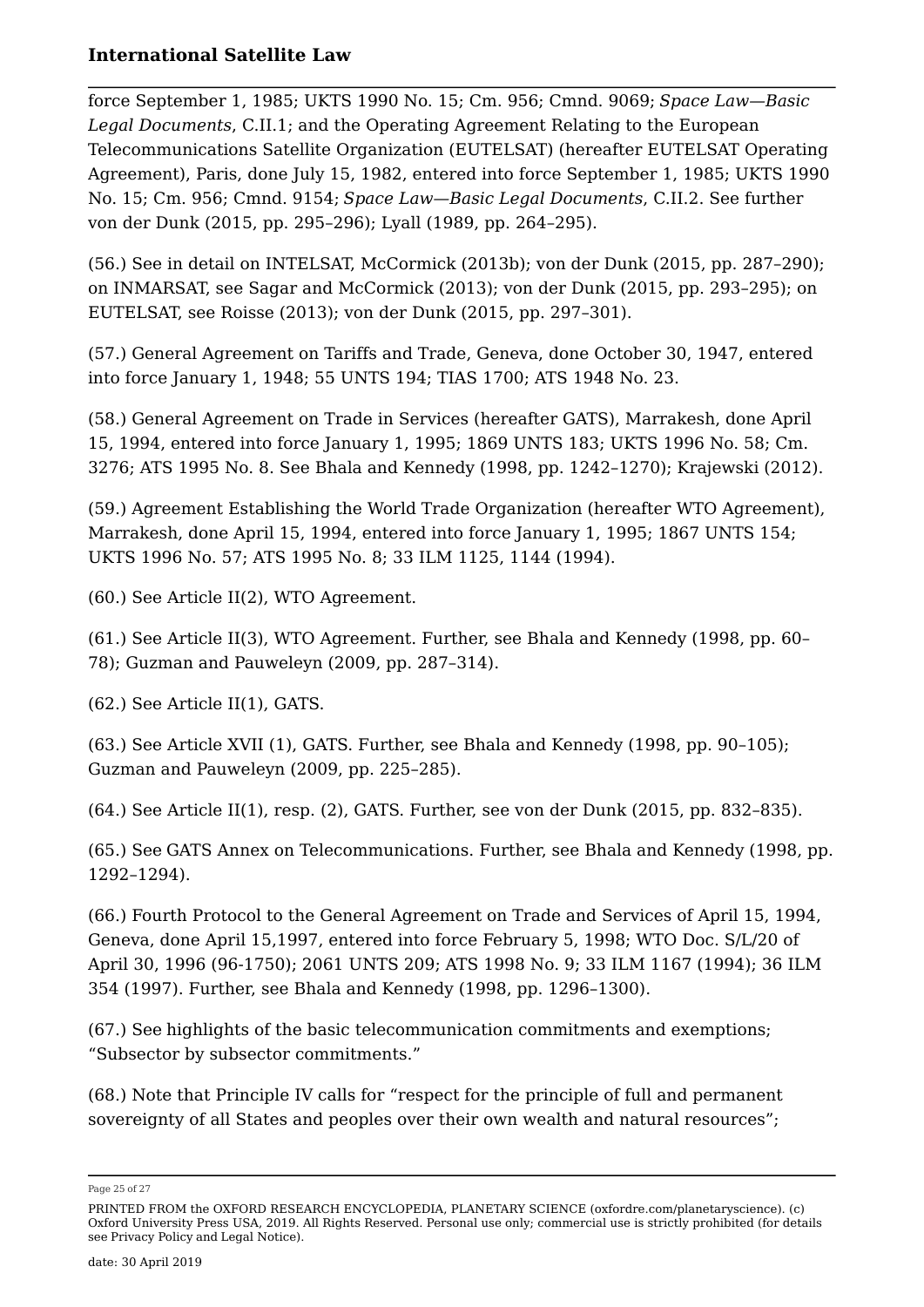force September 1, 1985; UKTS 1990 No. 15; Cm. 956; Cmnd. 9069; *Space Law—Basic Legal Documents*, C.II.1; and the Operating Agreement Relating to the European Telecommunications Satellite Organization (EUTELSAT) (hereafter EUTELSAT Operating Agreement), Paris, done July 15, 1982, entered into force September 1, 1985; UKTS 1990 No. 15; Cm. 956; Cmnd. 9154; *Space Law—Basic Legal Documents*, C.II.2. See further von der Dunk (2015, pp. 295–296); Lyall (1989, pp. 264–295).

(56.) See in detail on INTELSAT, McCormick (2013b); von der Dunk (2015, pp. 287–290); on INMARSAT, see Sagar and McCormick (2013); von der Dunk (2015, pp. 293–295); on EUTELSAT, see Roisse (2013); von der Dunk (2015, pp. 297–301).

(57.) General Agreement on Tariffs and Trade, Geneva, done October 30, 1947, entered into force January 1, 1948; 55 UNTS 194; TIAS 1700; ATS 1948 No. 23.

(58.) General Agreement on Trade in Services (hereafter GATS), Marrakesh, done April 15, 1994, entered into force January 1, 1995; 1869 UNTS 183; UKTS 1996 No. 58; Cm. 3276; ATS 1995 No. 8. See Bhala and Kennedy (1998, pp. 1242–1270); Krajewski (2012).

(59.) Agreement Establishing the World Trade Organization (hereafter WTO Agreement), Marrakesh, done April 15, 1994, entered into force January 1, 1995; 1867 UNTS 154; UKTS 1996 No. 57; ATS 1995 No. 8; 33 ILM 1125, 1144 (1994).

(60.) See Article II(2), WTO Agreement.

(61.) See Article II(3), WTO Agreement. Further, see Bhala and Kennedy (1998, pp. 60–78); Guzman and Pauweleyn (2009, pp. 287–314).

(62.) See Article II(1), GATS.

(63.) See Article XVII (1), GATS. Further, see Bhala and Kennedy (1998, pp. 90–105); Guzman and Pauweleyn (2009, pp. 225–285).

(64.) See Article II(1), resp. (2), GATS. Further, see von der Dunk (2015, pp. 832–835).

(65.) See GATS Annex on Telecommunications. Further, see Bhala and Kennedy (1998, pp. 1292–1294).

(66.) Fourth Protocol to the General Agreement on Trade and Services of April 15, 1994, Geneva, done April 15,1997, entered into force February 5, 1998; WTO Doc. S/L/20 of April 30, 1996 (96-1750); 2061 UNTS 209; ATS 1998 No. 9; 33 ILM 1167 (1994); 36 ILM 354 (1997). Further, see Bhala and Kennedy (1998, pp. 1296–1300).

(67.) See highlights of the basic telecommunication commitments and exemptions; "Subsector by subsector commitments."

(68.) Note that Principle IV calls for "respect for the principle of full and permanent sovereignty of all States and peoples over their own wealth and natural resources";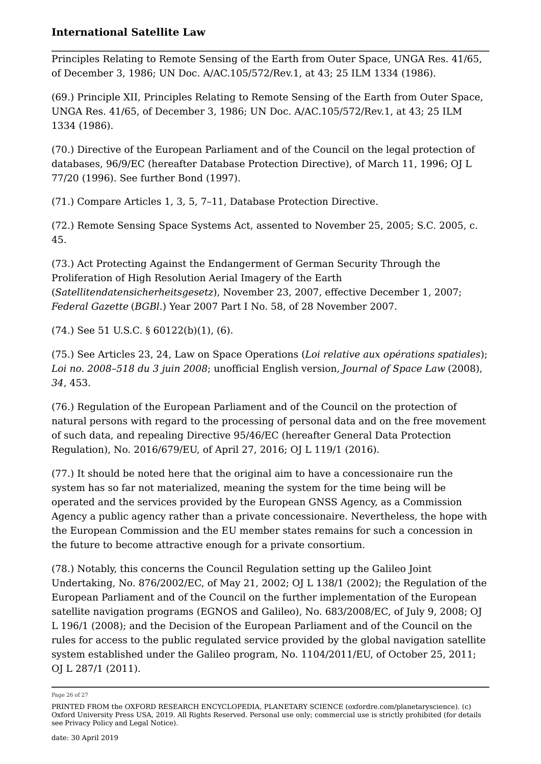Principles Relating to Remote Sensing of the Earth from Outer Space, UNGA Res. 41/65, of December 3, 1986; UN Doc. A/AC.105/572/Rev.1, at 43; 25 ILM 1334 (1986).

(69.) Principle XII, Principles Relating to Remote Sensing of the Earth from Outer Space, UNGA Res. 41/65, of December 3, 1986; UN Doc. A/AC.105/572/Rev.1, at 43; 25 ILM 1334 (1986).

(70.) Directive of the European Parliament and of the Council on the legal protection of databases, 96/9/EC (hereafter Database Protection Directive), of March 11, 1996; OJ L 77/20 (1996). See further Bond (1997).

(71.) Compare Articles 1, 3, 5, 7–11, Database Protection Directive.

(72.) Remote Sensing Space Systems Act, assented to November 25, 2005; S.C. 2005, c. 45.

(73.) Act Protecting Against the Endangerment of German Security Through the Proliferation of High Resolution Aerial Imagery of the Earth (*Satellitendatensicherheitsgesetz*), November 23, 2007, effective December 1, 2007; *Federal Gazette* (*BGBl*.) Year 2007 Part I No. 58, of 28 November 2007.

(74.) See 51 U.S.C. § 60122(b)(1), (6).

(75.) See Articles 23, 24, Law on Space Operations (*Loi relative aux opérations spatiales*); *Loi no. 2008–518 du 3 juin 2008*; unofficial English version, *Journal of Space Law* (2008), *34*, 453.

(76.) Regulation of the European Parliament and of the Council on the protection of natural persons with regard to the processing of personal data and on the free movement of such data, and repealing Directive 95/46/EC (hereafter General Data Protection Regulation), No. 2016/679/EU, of April 27, 2016; OJ L 119/1 (2016).

(77.) It should be noted here that the original aim to have a concessionaire run the system has so far not materialized, meaning the system for the time being will be operated and the services provided by the European GNSS Agency, as a Commission Agency a public agency rather than a private concessionaire. Nevertheless, the hope with the European Commission and the EU member states remains for such a concession in the future to become attractive enough for a private consortium.

(78.) Notably, this concerns the Council Regulation setting up the Galileo Joint Undertaking, No. 876/2002/EC, of May 21, 2002; OJ L 138/1 (2002); the Regulation of the European Parliament and of the Council on the further implementation of the European satellite navigation programs (EGNOS and Galileo), No. 683/2008/EC, of July 9, 2008; OJ L 196/1 (2008); and the Decision of the European Parliament and of the Council on the rules for access to the public regulated service provided by the global navigation satellite system established under the Galileo program, No. 1104/2011/EU, of October 25, 2011; OJ L 287/1 (2011).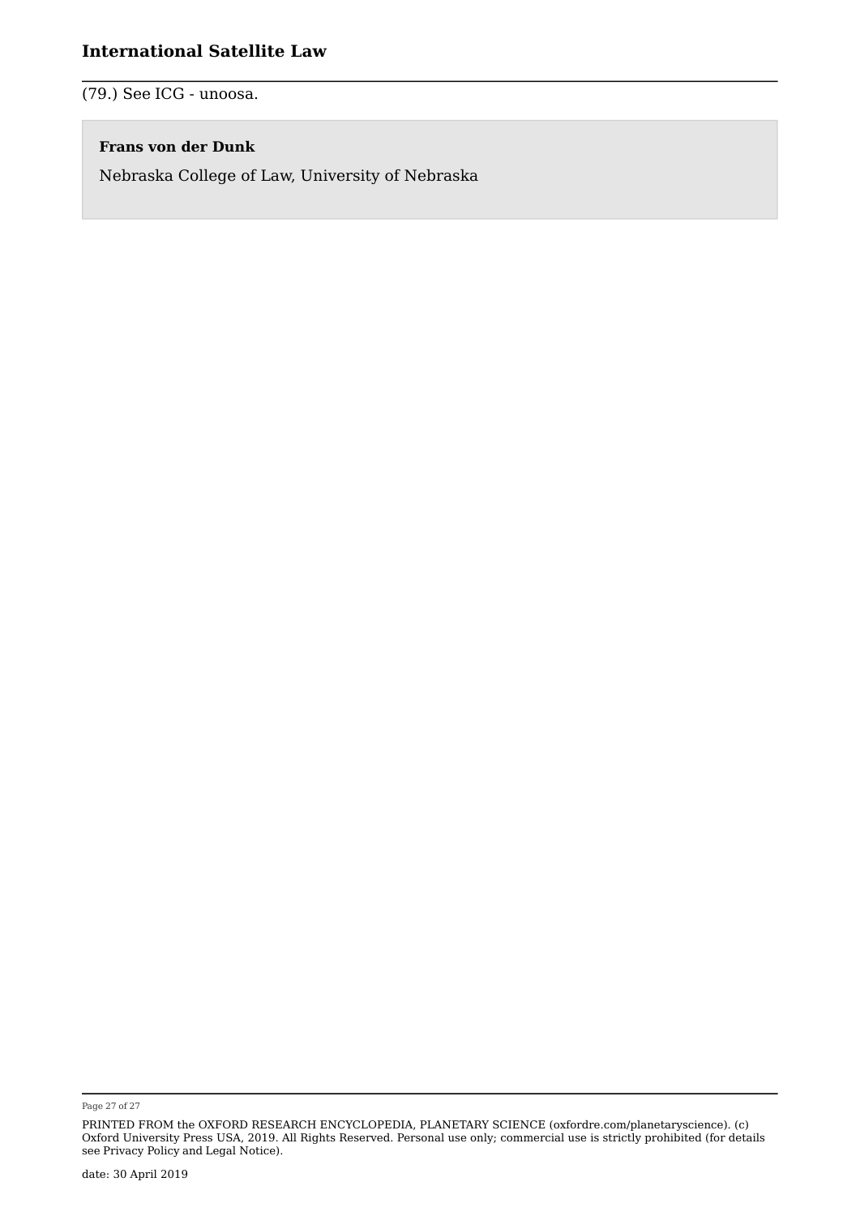(79.) See ICG - unoosa.

**Frans von der Dunk**

Nebraska College of Law, University of Nebraska